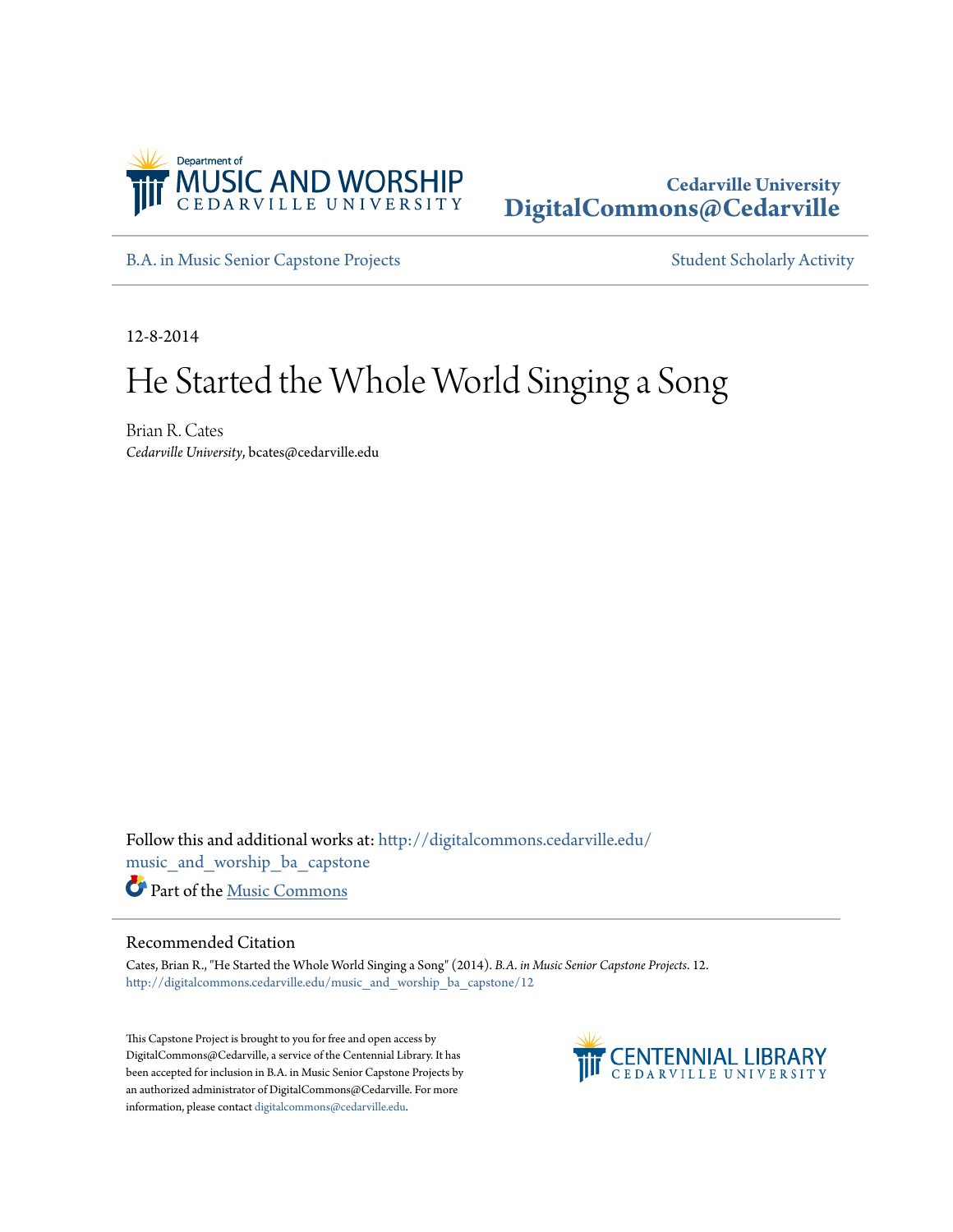Department of
MUSIC AND WORSHIP
CEDARVILLE UNIVERSITY

Cedarville University
DigitalCommons@Cedarville

B.A. in Music Senior Capstone Projects

Student Scholarly Activity

12-8-2014

# He Started the Whole World Singing a Song

Brian R. Cates
*Cedarville University*, bcates@cedarville.edu

Follow this and additional works at: http://digitalcommons.cedarville.edu/music_and_worship_ba_capstone

Part of the Music Commons

## Recommended Citation

Cates, Brian R., "He Started the Whole World Singing a Song" (2014). *B.A. in Music Senior Capstone Projects*. 12.
http://digitalcommons.cedarville.edu/music_and_worship_ba_capstone/12

This Capstone Project is brought to you for free and open access by DigitalCommons@Cedarville, a service of the Centennial Library. It has been accepted for inclusion in B.A. in Music Senior Capstone Projects by an authorized administrator of DigitalCommons@Cedarville. For more information, please contact digitalcommons@cedarville.edu.

CENTENNIAL LIBRARY
CEDARVILLE UNIVERSITY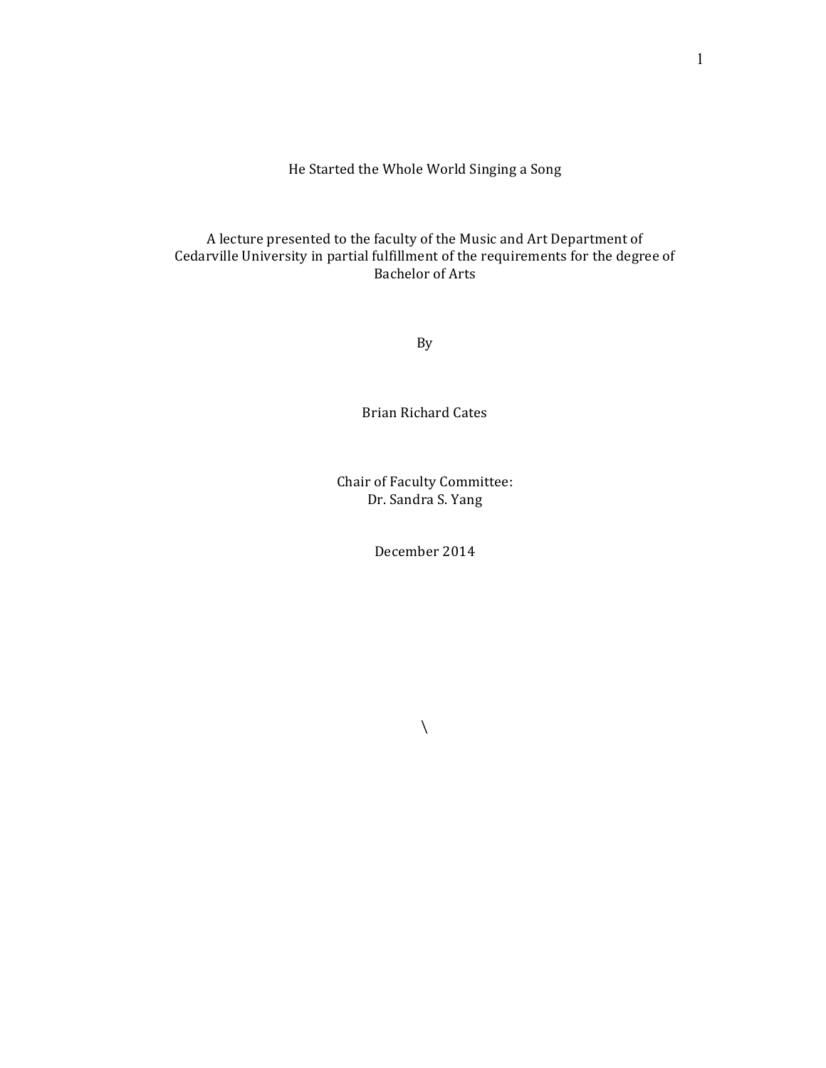# He Started the Whole World Singing a Song

A lecture presented to the faculty of the Music and Art Department of Cedarville University in partial fulfillment of the requirements for the degree of Bachelor of Arts

By

Brian Richard Cates

Chair of Faculty Committee:
Dr. Sandra S. Yang

December 2014

\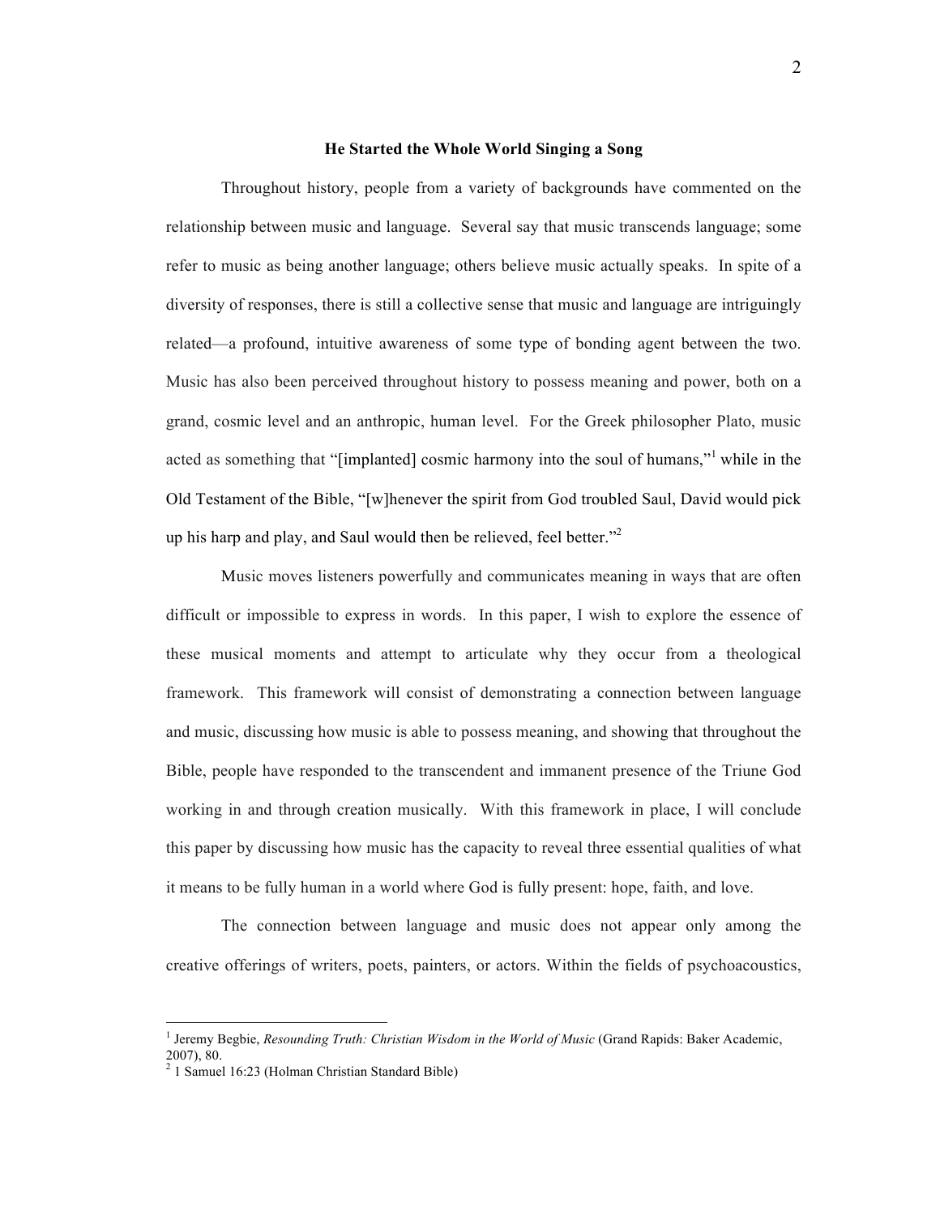**He Started the Whole World Singing a Song**

Throughout history, people from a variety of backgrounds have commented on the relationship between music and language. Several say that music transcends language; some refer to music as being another language; others believe music actually speaks. In spite of a diversity of responses, there is still a collective sense that music and language are intriguingly related—a profound, intuitive awareness of some type of bonding agent between the two. Music has also been perceived throughout history to possess meaning and power, both on a grand, cosmic level and an anthropic, human level. For the Greek philosopher Plato, music acted as something that "[implanted] cosmic harmony into the soul of humans,"[1] while in the Old Testament of the Bible, "[w]henever the spirit from God troubled Saul, David would pick up his harp and play, and Saul would then be relieved, feel better."[2]

Music moves listeners powerfully and communicates meaning in ways that are often difficult or impossible to express in words. In this paper, I wish to explore the essence of these musical moments and attempt to articulate why they occur from a theological framework. This framework will consist of demonstrating a connection between language and music, discussing how music is able to possess meaning, and showing that throughout the Bible, people have responded to the transcendent and immanent presence of the Triune God working in and through creation musically. With this framework in place, I will conclude this paper by discussing how music has the capacity to reveal three essential qualities of what it means to be fully human in a world where God is fully present: hope, faith, and love.

The connection between language and music does not appear only among the creative offerings of writers, poets, painters, or actors. Within the fields of psychoacoustics,

---

[1] Jeremy Begbie, *Resounding Truth: Christian Wisdom in the World of Music* (Grand Rapids: Baker Academic, 2007), 80.

[2] 1 Samuel 16:23 (Holman Christian Standard Bible)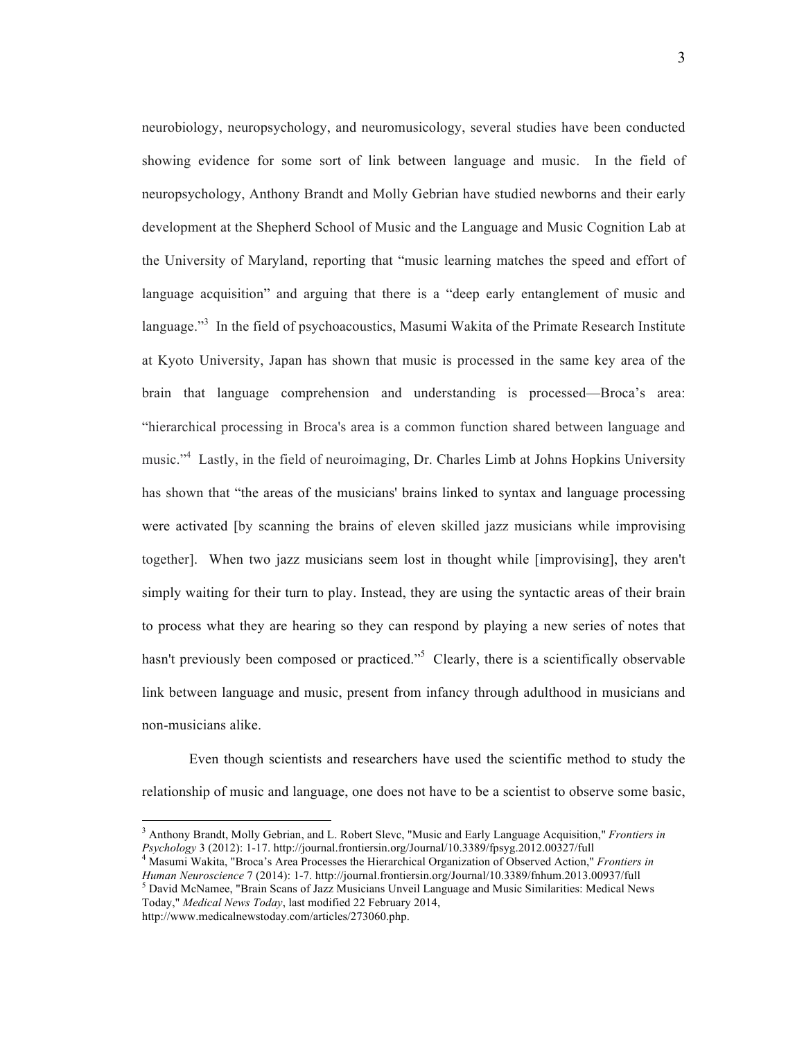neurobiology, neuropsychology, and neuromusicology, several studies have been conducted showing evidence for some sort of link between language and music. In the field of neuropsychology, Anthony Brandt and Molly Gebrian have studied newborns and their early development at the Shepherd School of Music and the Language and Music Cognition Lab at the University of Maryland, reporting that "music learning matches the speed and effort of language acquisition" and arguing that there is a "deep early entanglement of music and language."[3] In the field of psychoacoustics, Masumi Wakita of the Primate Research Institute at Kyoto University, Japan has shown that music is processed in the same key area of the brain that language comprehension and understanding is processed—Broca's area: "hierarchical processing in Broca's area is a common function shared between language and music."[4] Lastly, in the field of neuroimaging, Dr. Charles Limb at Johns Hopkins University has shown that "the areas of the musicians' brains linked to syntax and language processing were activated [by scanning the brains of eleven skilled jazz musicians while improvising together]. When two jazz musicians seem lost in thought while [improvising], they aren't simply waiting for their turn to play. Instead, they are using the syntactic areas of their brain to process what they are hearing so they can respond by playing a new series of notes that hasn't previously been composed or practiced."[5] Clearly, there is a scientifically observable link between language and music, present from infancy through adulthood in musicians and non-musicians alike.

Even though scientists and researchers have used the scientific method to study the relationship of music and language, one does not have to be a scientist to observe some basic,

---

[3] Anthony Brandt, Molly Gebrian, and L. Robert Slevc, "Music and Early Language Acquisition," *Frontiers in Psychology* 3 (2012): 1-17. http://journal.frontiersin.org/Journal/10.3389/fpsyg.2012.00327/full

[4] Masumi Wakita, "Broca's Area Processes the Hierarchical Organization of Observed Action," *Frontiers in Human Neuroscience* 7 (2014): 1-7. http://journal.frontiersin.org/Journal/10.3389/fnhum.2013.00937/full

[5] David McNamee, "Brain Scans of Jazz Musicians Unveil Language and Music Similarities: Medical News Today," *Medical News Today*, last modified 22 February 2014, http://www.medicalnewstoday.com/articles/273060.php.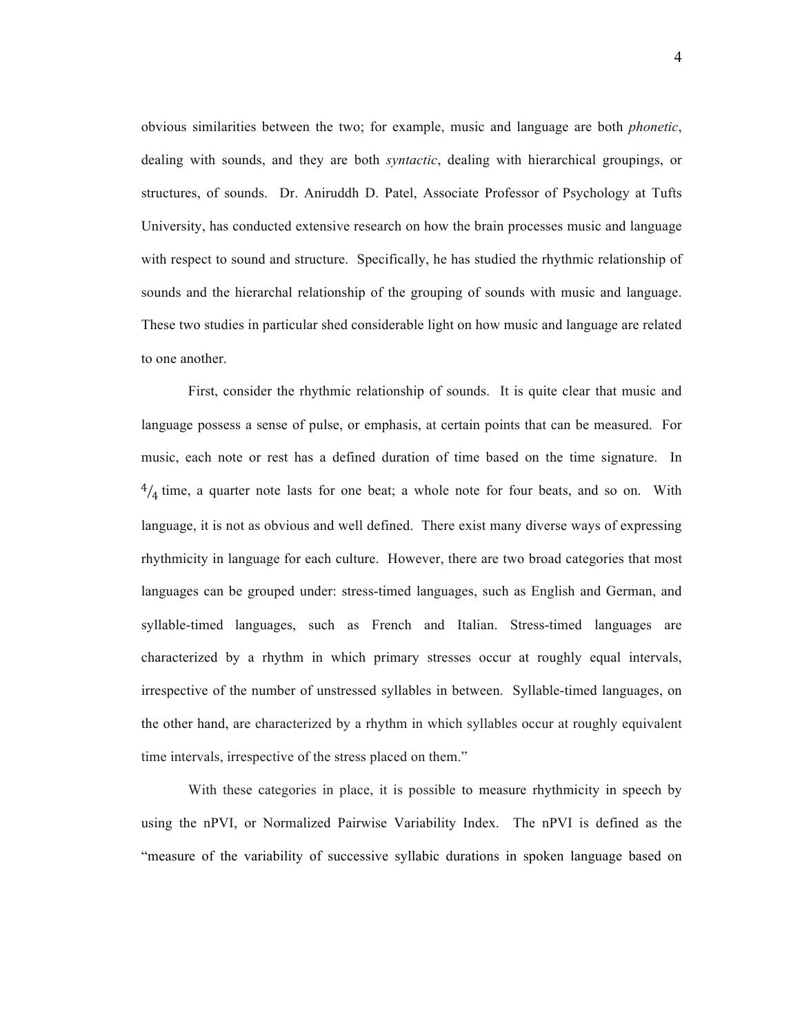obvious similarities between the two; for example, music and language are both *phonetic*, dealing with sounds, and they are both *syntactic*, dealing with hierarchical groupings, or structures, of sounds. Dr. Aniruddh D. Patel, Associate Professor of Psychology at Tufts University, has conducted extensive research on how the brain processes music and language with respect to sound and structure. Specifically, he has studied the rhythmic relationship of sounds and the hierarchal relationship of the grouping of sounds with music and language. These two studies in particular shed considerable light on how music and language are related to one another.

First, consider the rhythmic relationship of sounds. It is quite clear that music and language possess a sense of pulse, or emphasis, at certain points that can be measured. For music, each note or rest has a defined duration of time based on the time signature. In $^4/_4$ time, a quarter note lasts for one beat; a whole note for four beats, and so on. With language, it is not as obvious and well defined. There exist many diverse ways of expressing rhythmicity in language for each culture. However, there are two broad categories that most languages can be grouped under: stress-timed languages, such as English and German, and syllable-timed languages, such as French and Italian. Stress-timed languages are characterized by a rhythm in which primary stresses occur at roughly equal intervals, irrespective of the number of unstressed syllables in between. Syllable-timed languages, on the other hand, are characterized by a rhythm in which syllables occur at roughly equivalent time intervals, irrespective of the stress placed on them."

With these categories in place, it is possible to measure rhythmicity in speech by using the nPVI, or Normalized Pairwise Variability Index. The nPVI is defined as the "measure of the variability of successive syllabic durations in spoken language based on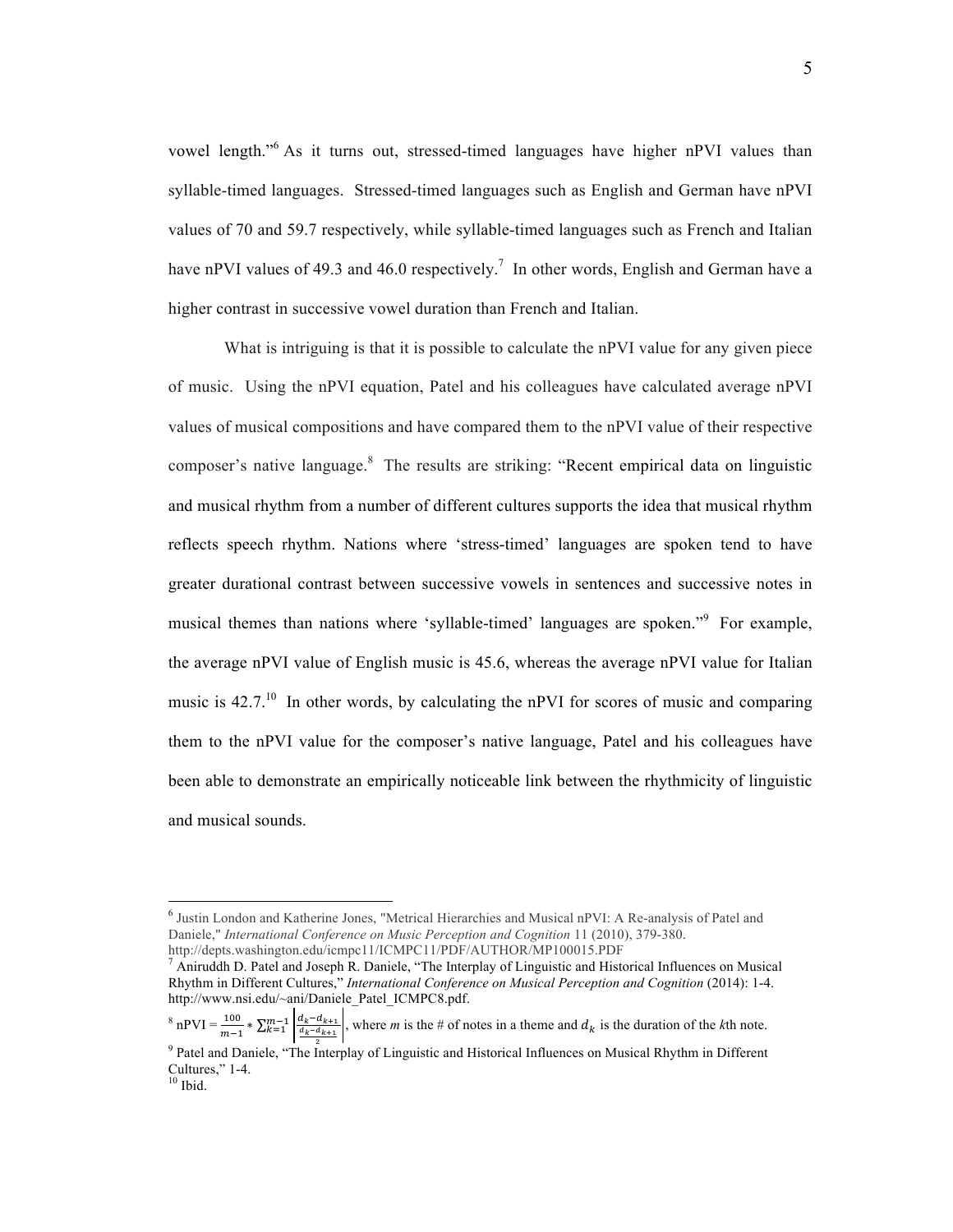vowel length."[6] As it turns out, stressed-timed languages have higher nPVI values than syllable-timed languages. Stressed-timed languages such as English and German have nPVI values of 70 and 59.7 respectively, while syllable-timed languages such as French and Italian have nPVI values of 49.3 and 46.0 respectively.[7] In other words, English and German have a higher contrast in successive vowel duration than French and Italian.

What is intriguing is that it is possible to calculate the nPVI value for any given piece of music. Using the nPVI equation, Patel and his colleagues have calculated average nPVI values of musical compositions and have compared them to the nPVI value of their respective composer's native language.[8] The results are striking: "Recent empirical data on linguistic and musical rhythm from a number of different cultures supports the idea that musical rhythm reflects speech rhythm. Nations where 'stress-timed' languages are spoken tend to have greater durational contrast between successive vowels in sentences and successive notes in musical themes than nations where 'syllable-timed' languages are spoken."[9] For example, the average nPVI value of English music is 45.6, whereas the average nPVI value for Italian music is 42.7.[10] In other words, by calculating the nPVI for scores of music and comparing them to the nPVI value for the composer's native language, Patel and his colleagues have been able to demonstrate an empirically noticeable link between the rhythmicity of linguistic and musical sounds.

---

[6] Justin London and Katherine Jones, "Metrical Hierarchies and Musical nPVI: A Re-analysis of Patel and Daniele," *International Conference on Music Perception and Cognition* 11 (2010), 379-380. http://depts.washington.edu/icmpc11/ICMPC11/PDF/AUTHOR/MP100015.PDF

[7] Aniruddh D. Patel and Joseph R. Daniele, "The Interplay of Linguistic and Historical Influences on Musical Rhythm in Different Cultures," *International Conference on Musical Perception and Cognition* (2014): 1-4. http://www.nsi.edu/~ani/Daniele_Patel_ICMPC8.pdf.

[8] nPVI = $\frac{100}{m-1} * \sum_{k=1}^{m-1} \left| \frac{d_k - d_{k+1}}{\frac{d_k - d_{k+1}}{2}} \right|$, where *m* is the # of notes in a theme and $d_k$ is the duration of the *k*th note.

[9] Patel and Daniele, "The Interplay of Linguistic and Historical Influences on Musical Rhythm in Different Cultures," 1-4.

[10] Ibid.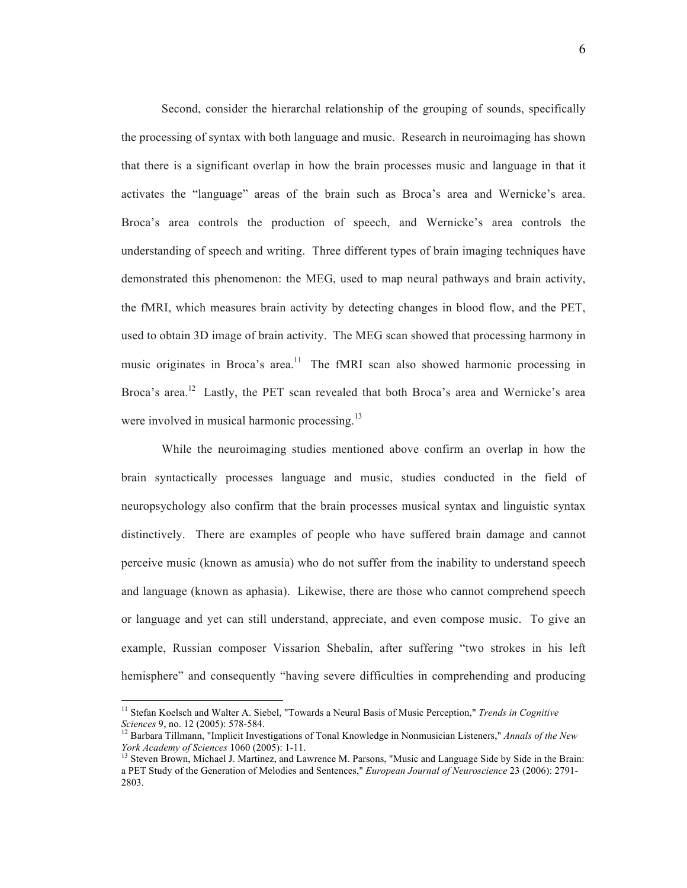Second, consider the hierarchal relationship of the grouping of sounds, specifically the processing of syntax with both language and music. Research in neuroimaging has shown that there is a significant overlap in how the brain processes music and language in that it activates the "language" areas of the brain such as Broca's area and Wernicke's area. Broca's area controls the production of speech, and Wernicke's area controls the understanding of speech and writing. Three different types of brain imaging techniques have demonstrated this phenomenon: the MEG, used to map neural pathways and brain activity, the fMRI, which measures brain activity by detecting changes in blood flow, and the PET, used to obtain 3D image of brain activity. The MEG scan showed that processing harmony in music originates in Broca's area.[11] The fMRI scan also showed harmonic processing in Broca's area.[12] Lastly, the PET scan revealed that both Broca's area and Wernicke's area were involved in musical harmonic processing.[13]

While the neuroimaging studies mentioned above confirm an overlap in how the brain syntactically processes language and music, studies conducted in the field of neuropsychology also confirm that the brain processes musical syntax and linguistic syntax distinctively. There are examples of people who have suffered brain damage and cannot perceive music (known as amusia) who do not suffer from the inability to understand speech and language (known as aphasia). Likewise, there are those who cannot comprehend speech or language and yet can still understand, appreciate, and even compose music. To give an example, Russian composer Vissarion Shebalin, after suffering "two strokes in his left hemisphere" and consequently "having severe difficulties in comprehending and producing

---

[11] Stefan Koelsch and Walter A. Siebel, "Towards a Neural Basis of Music Perception," *Trends in Cognitive Sciences* 9, no. 12 (2005): 578-584.

[12] Barbara Tillmann, "Implicit Investigations of Tonal Knowledge in Nonmusician Listeners," *Annals of the New York Academy of Sciences* 1060 (2005): 1-11.

[13] Steven Brown, Michael J. Martinez, and Lawrence M. Parsons, "Music and Language Side by Side in the Brain: a PET Study of the Generation of Melodies and Sentences," *European Journal of Neuroscience* 23 (2006): 2791-2803.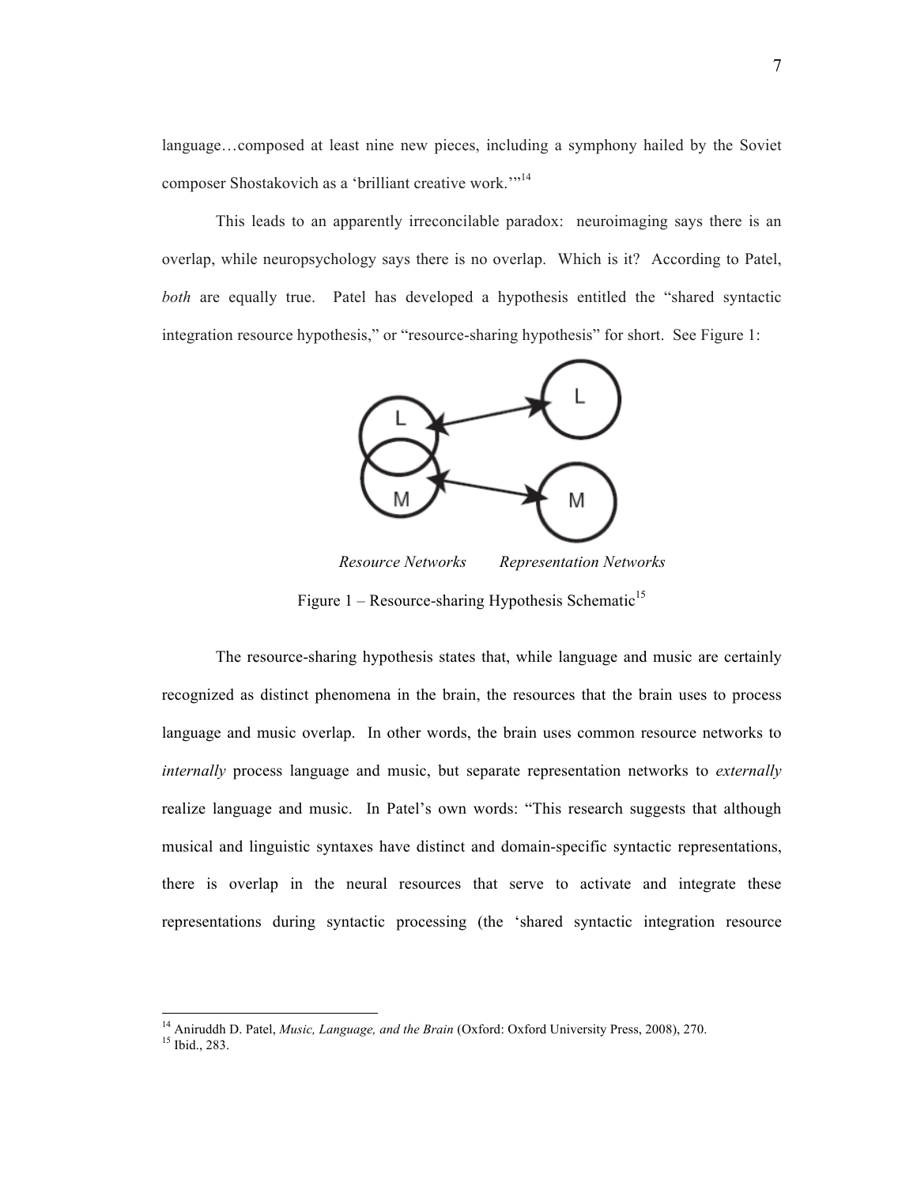language…composed at least nine new pieces, including a symphony hailed by the Soviet composer Shostakovich as a 'brilliant creative work.'"[14]

This leads to an apparently irreconcilable paradox: neuroimaging says there is an overlap, while neuropsychology says there is no overlap. Which is it? According to Patel, *both* are equally true. Patel has developed a hypothesis entitled the "shared syntactic integration resource hypothesis," or "resource-sharing hypothesis" for short. See Figure 1:

*Resource Networks* *Representation Networks*

Figure 1 – Resource-sharing Hypothesis Schematic[15]

The resource-sharing hypothesis states that, while language and music are certainly recognized as distinct phenomena in the brain, the resources that the brain uses to process language and music overlap. In other words, the brain uses common resource networks to *internally* process language and music, but separate representation networks to *externally* realize language and music. In Patel's own words: "This research suggests that although musical and linguistic syntaxes have distinct and domain-specific syntactic representations, there is overlap in the neural resources that serve to activate and integrate these representations during syntactic processing (the 'shared syntactic integration resource

---

[14] Aniruddh D. Patel, *Music, Language, and the Brain* (Oxford: Oxford University Press, 2008), 270.
[15] Ibid., 283.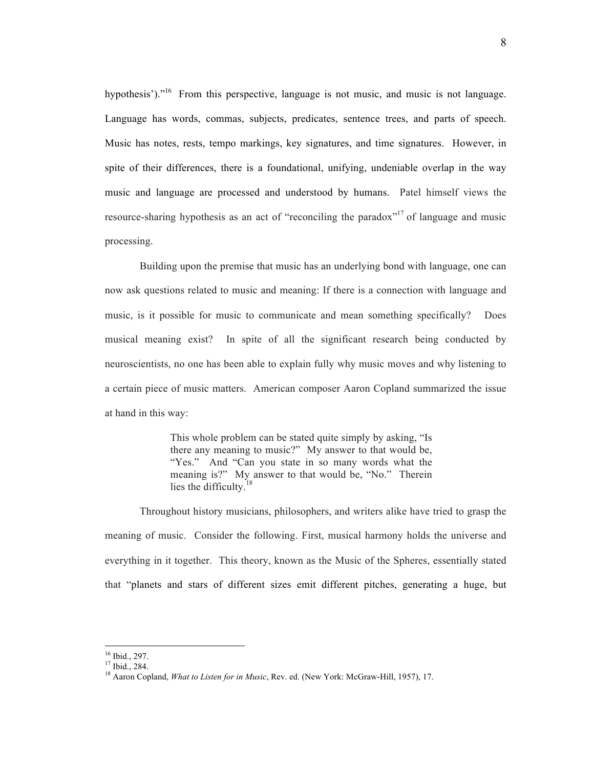hypothesis')."[16] From this perspective, language is not music, and music is not language. Language has words, commas, subjects, predicates, sentence trees, and parts of speech. Music has notes, rests, tempo markings, key signatures, and time signatures. However, in spite of their differences, there is a foundational, unifying, undeniable overlap in the way music and language are processed and understood by humans. Patel himself views the resource-sharing hypothesis as an act of "reconciling the paradox"[17] of language and music processing.

Building upon the premise that music has an underlying bond with language, one can now ask questions related to music and meaning: If there is a connection with language and music, is it possible for music to communicate and mean something specifically? Does musical meaning exist? In spite of all the significant research being conducted by neuroscientists, no one has been able to explain fully why music moves and why listening to a certain piece of music matters. American composer Aaron Copland summarized the issue at hand in this way:

> This whole problem can be stated quite simply by asking, "Is there any meaning to music?" My answer to that would be, "Yes." And "Can you state in so many words what the meaning is?" My answer to that would be, "No." Therein lies the difficulty.[18]

Throughout history musicians, philosophers, and writers alike have tried to grasp the meaning of music. Consider the following. First, musical harmony holds the universe and everything in it together. This theory, known as the Music of the Spheres, essentially stated that "planets and stars of different sizes emit different pitches, generating a huge, but

---

[16] Ibid., 297.
[17] Ibid., 284.
[18] Aaron Copland, *What to Listen for in Music*, Rev. ed. (New York: McGraw-Hill, 1957), 17.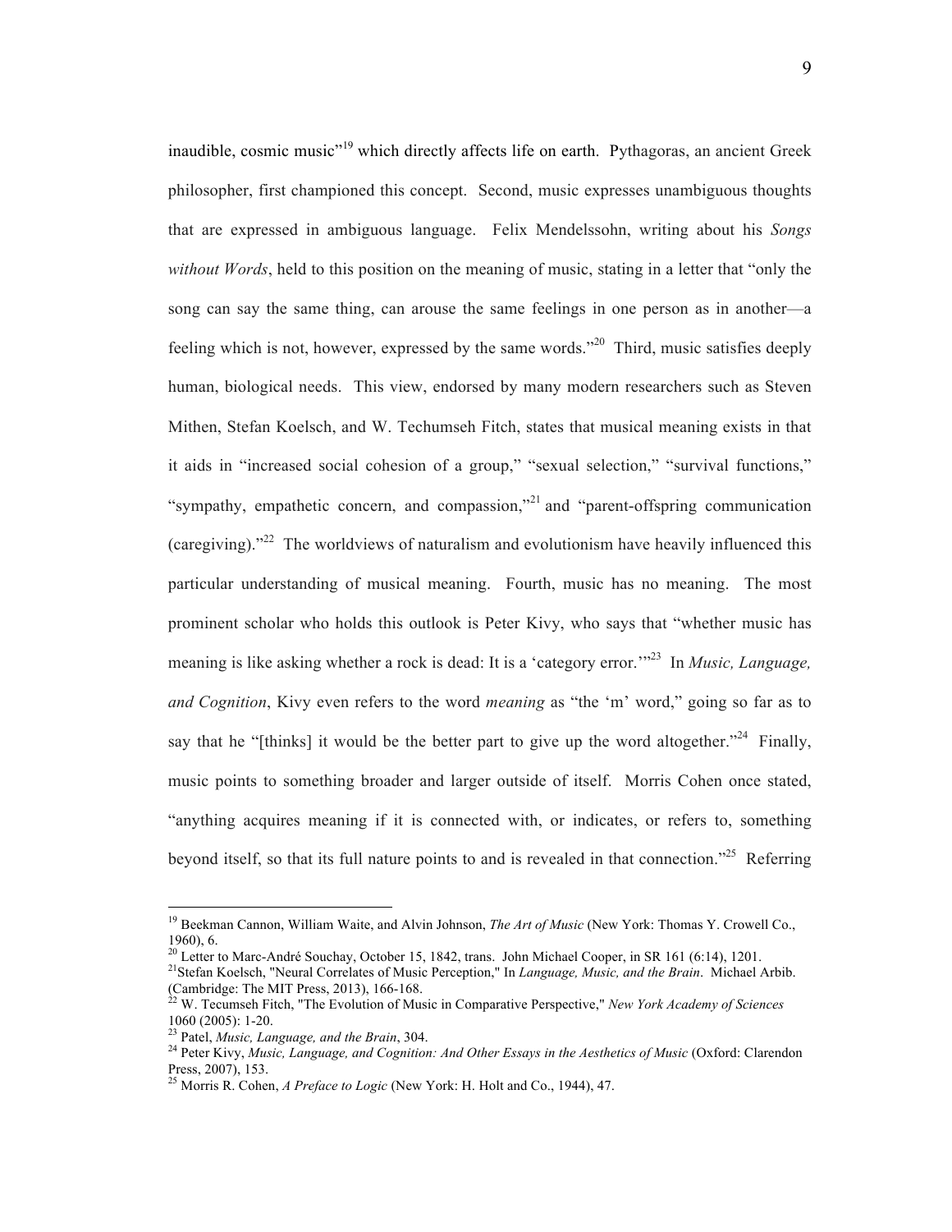inaudible, cosmic music"[19] which directly affects life on earth. Pythagoras, an ancient Greek philosopher, first championed this concept. Second, music expresses unambiguous thoughts that are expressed in ambiguous language. Felix Mendelssohn, writing about his *Songs without Words*, held to this position on the meaning of music, stating in a letter that "only the song can say the same thing, can arouse the same feelings in one person as in another—a feeling which is not, however, expressed by the same words."[20] Third, music satisfies deeply human, biological needs. This view, endorsed by many modern researchers such as Steven Mithen, Stefan Koelsch, and W. Techumseh Fitch, states that musical meaning exists in that it aids in "increased social cohesion of a group," "sexual selection," "survival functions," "sympathy, empathetic concern, and compassion,"[21] and "parent-offspring communication (caregiving)."[22] The worldviews of naturalism and evolutionism have heavily influenced this particular understanding of musical meaning. Fourth, music has no meaning. The most prominent scholar who holds this outlook is Peter Kivy, who says that "whether music has meaning is like asking whether a rock is dead: It is a 'category error.'"[23] In *Music, Language, and Cognition*, Kivy even refers to the word *meaning* as "the 'm' word," going so far as to say that he "[thinks] it would be the better part to give up the word altogether."[24] Finally, music points to something broader and larger outside of itself. Morris Cohen once stated, "anything acquires meaning if it is connected with, or indicates, or refers to, something beyond itself, so that its full nature points to and is revealed in that connection."[25] Referring

---

[19] Beekman Cannon, William Waite, and Alvin Johnson, *The Art of Music* (New York: Thomas Y. Crowell Co., 1960), 6.

[20] Letter to Marc-André Souchay, October 15, 1842, trans. John Michael Cooper, in SR 161 (6:14), 1201.

[21] Stefan Koelsch, "Neural Correlates of Music Perception," In *Language, Music, and the Brain*. Michael Arbib. (Cambridge: The MIT Press, 2013), 166-168.

[22] W. Tecumseh Fitch, "The Evolution of Music in Comparative Perspective," *New York Academy of Sciences* 1060 (2005): 1-20.

[23] Patel, *Music, Language, and the Brain*, 304.

[24] Peter Kivy, *Music, Language, and Cognition: And Other Essays in the Aesthetics of Music* (Oxford: Clarendon Press, 2007), 153.

[25] Morris R. Cohen, *A Preface to Logic* (New York: H. Holt and Co., 1944), 47.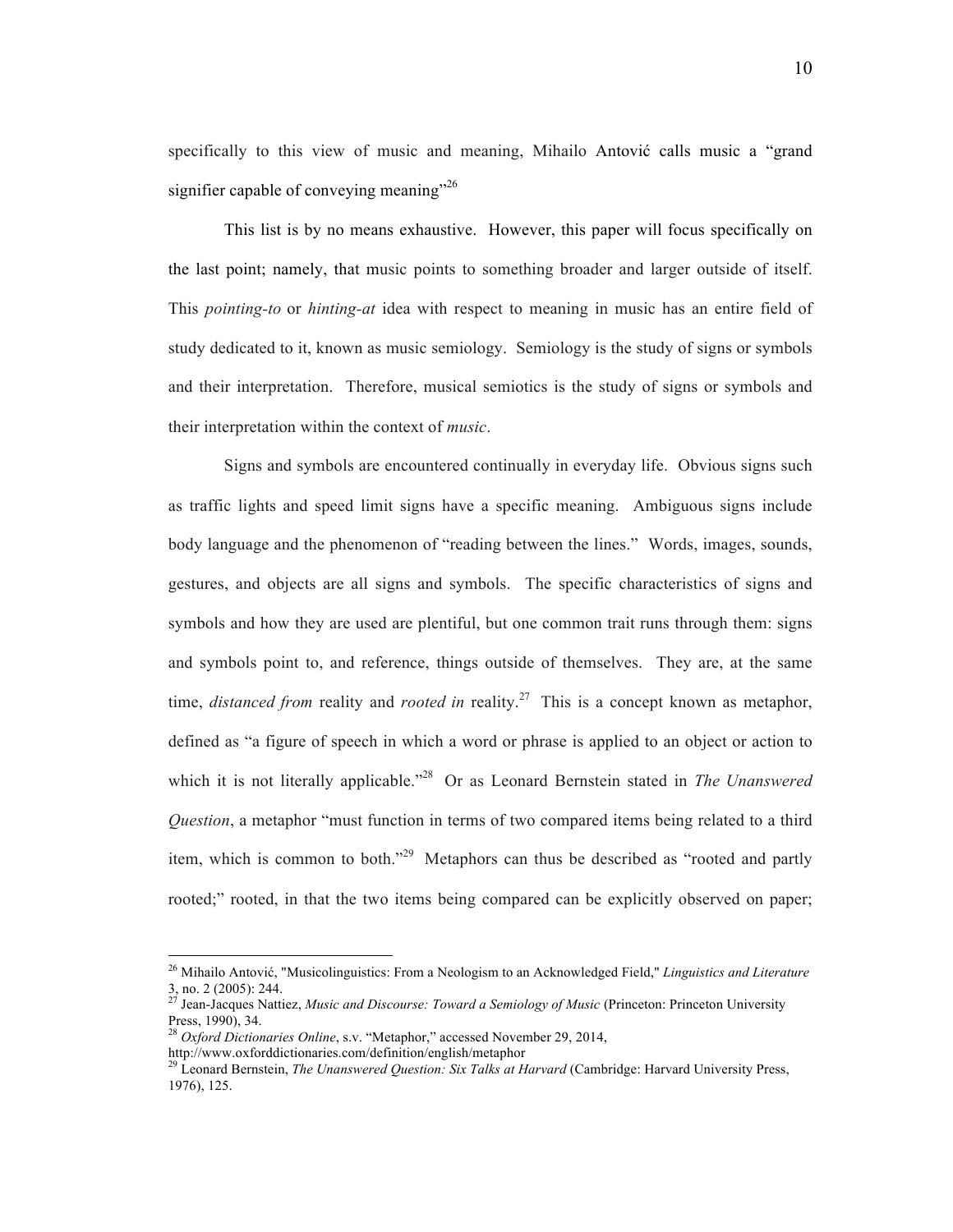specifically to this view of music and meaning, Mihailo Antović calls music a "grand signifier capable of conveying meaning"[26]

This list is by no means exhaustive. However, this paper will focus specifically on the last point; namely, that music points to something broader and larger outside of itself. This *pointing-to* or *hinting-at* idea with respect to meaning in music has an entire field of study dedicated to it, known as music semiology. Semiology is the study of signs or symbols and their interpretation. Therefore, musical semiotics is the study of signs or symbols and their interpretation within the context of *music*.

Signs and symbols are encountered continually in everyday life. Obvious signs such as traffic lights and speed limit signs have a specific meaning. Ambiguous signs include body language and the phenomenon of "reading between the lines." Words, images, sounds, gestures, and objects are all signs and symbols. The specific characteristics of signs and symbols and how they are used are plentiful, but one common trait runs through them: signs and symbols point to, and reference, things outside of themselves. They are, at the same time, *distanced from* reality and *rooted in* reality.[27] This is a concept known as metaphor, defined as "a figure of speech in which a word or phrase is applied to an object or action to which it is not literally applicable."[28] Or as Leonard Bernstein stated in *The Unanswered Question*, a metaphor "must function in terms of two compared items being related to a third item, which is common to both."[29] Metaphors can thus be described as "rooted and partly rooted;" rooted, in that the two items being compared can be explicitly observed on paper;

---

[26] Mihailo Antović, "Musicolinguistics: From a Neologism to an Acknowledged Field," *Linguistics and Literature* 3, no. 2 (2005): 244.

[27] Jean-Jacques Nattiez, *Music and Discourse: Toward a Semiology of Music* (Princeton: Princeton University Press, 1990), 34.

[28] *Oxford Dictionaries Online*, s.v. "Metaphor," accessed November 29, 2014, http://www.oxforddictionaries.com/definition/english/metaphor

[29] Leonard Bernstein, *The Unanswered Question: Six Talks at Harvard* (Cambridge: Harvard University Press, 1976), 125.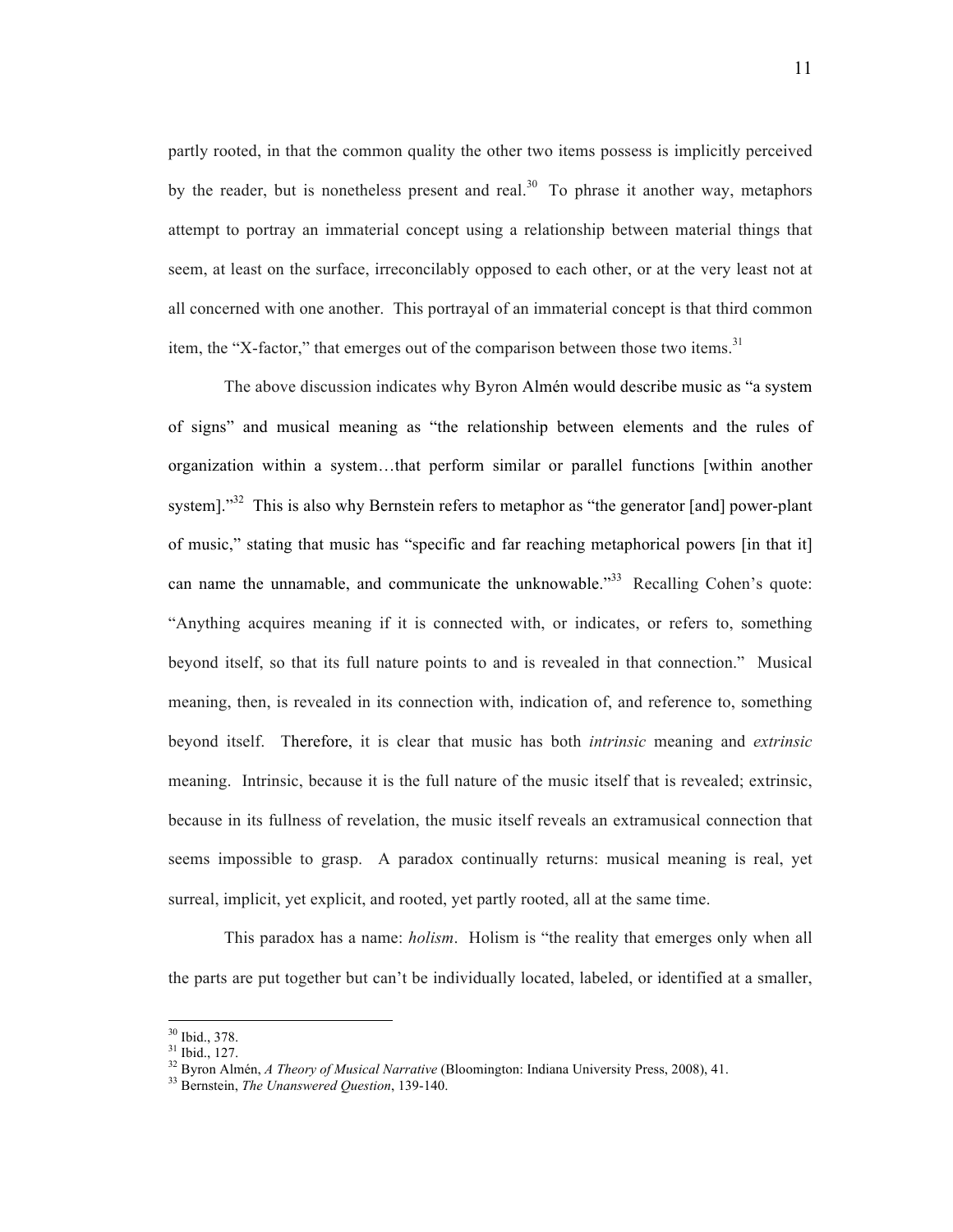partly rooted, in that the common quality the other two items possess is implicitly perceived by the reader, but is nonetheless present and real.[30] To phrase it another way, metaphors attempt to portray an immaterial concept using a relationship between material things that seem, at least on the surface, irreconcilably opposed to each other, or at the very least not at all concerned with one another. This portrayal of an immaterial concept is that third common item, the "X-factor," that emerges out of the comparison between those two items.[31]

The above discussion indicates why Byron Almén would describe music as "a system of signs" and musical meaning as "the relationship between elements and the rules of organization within a system…that perform similar or parallel functions [within another system]."[32] This is also why Bernstein refers to metaphor as "the generator [and] power-plant of music," stating that music has "specific and far reaching metaphorical powers [in that it] can name the unnamable, and communicate the unknowable."[33] Recalling Cohen's quote: "Anything acquires meaning if it is connected with, or indicates, or refers to, something beyond itself, so that its full nature points to and is revealed in that connection." Musical meaning, then, is revealed in its connection with, indication of, and reference to, something beyond itself. Therefore, it is clear that music has both *intrinsic* meaning and *extrinsic* meaning. Intrinsic, because it is the full nature of the music itself that is revealed; extrinsic, because in its fullness of revelation, the music itself reveals an extramusical connection that seems impossible to grasp. A paradox continually returns: musical meaning is real, yet surreal, implicit, yet explicit, and rooted, yet partly rooted, all at the same time.

This paradox has a name: *holism*. Holism is "the reality that emerges only when all the parts are put together but can't be individually located, labeled, or identified at a smaller,

---

[30] Ibid., 378.
[31] Ibid., 127.
[32] Byron Almén, *A Theory of Musical Narrative* (Bloomington: Indiana University Press, 2008), 41.
[33] Bernstein, *The Unanswered Question*, 139-140.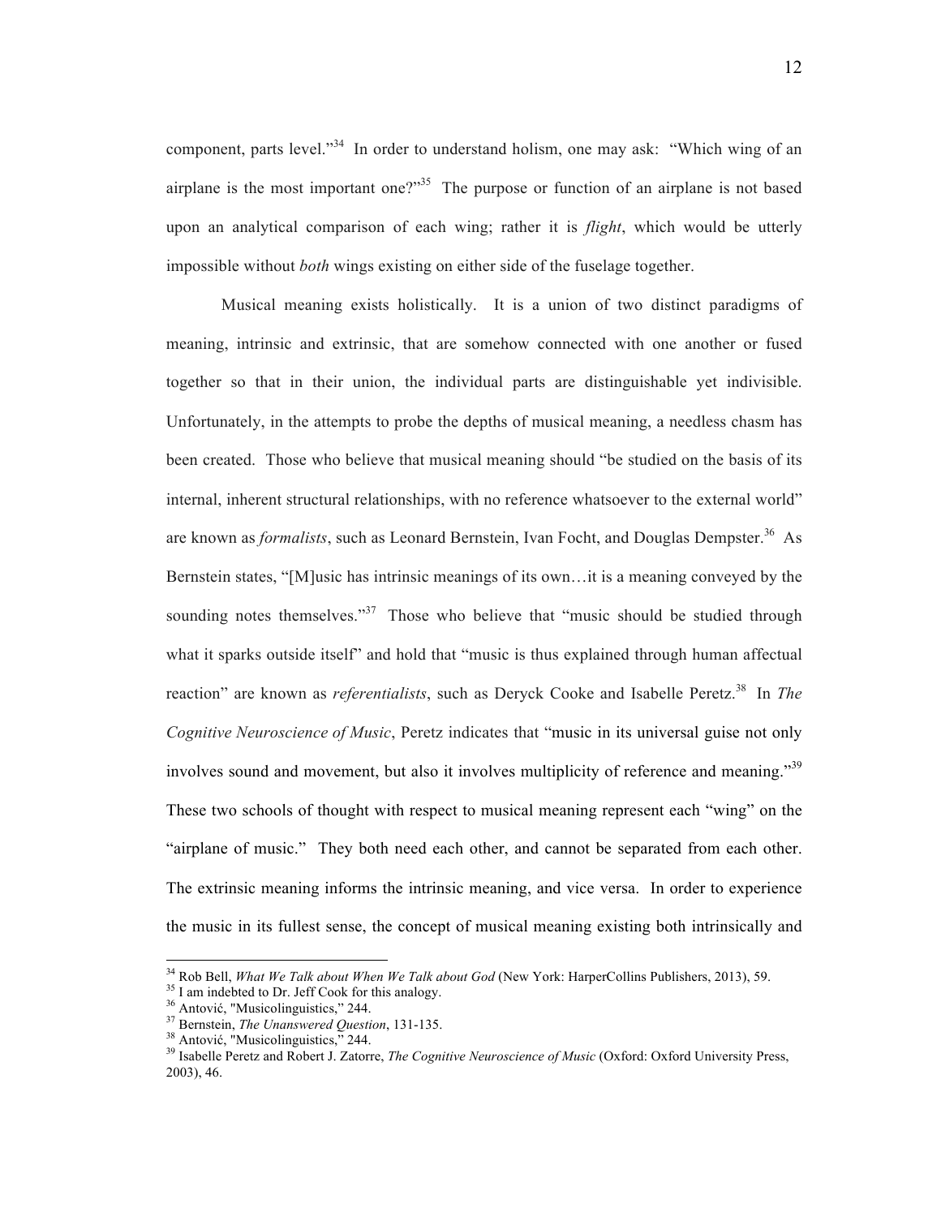component, parts level."[34] In order to understand holism, one may ask: "Which wing of an airplane is the most important one?"[35] The purpose or function of an airplane is not based upon an analytical comparison of each wing; rather it is *flight*, which would be utterly impossible without *both* wings existing on either side of the fuselage together.

Musical meaning exists holistically. It is a union of two distinct paradigms of meaning, intrinsic and extrinsic, that are somehow connected with one another or fused together so that in their union, the individual parts are distinguishable yet indivisible. Unfortunately, in the attempts to probe the depths of musical meaning, a needless chasm has been created. Those who believe that musical meaning should "be studied on the basis of its internal, inherent structural relationships, with no reference whatsoever to the external world" are known as *formalists*, such as Leonard Bernstein, Ivan Focht, and Douglas Dempster.[36] As Bernstein states, "[M]usic has intrinsic meanings of its own…it is a meaning conveyed by the sounding notes themselves."[37] Those who believe that "music should be studied through what it sparks outside itself" and hold that "music is thus explained through human affectual reaction" are known as *referentialists*, such as Deryck Cooke and Isabelle Peretz.[38] In *The Cognitive Neuroscience of Music*, Peretz indicates that "music in its universal guise not only involves sound and movement, but also it involves multiplicity of reference and meaning."[39] These two schools of thought with respect to musical meaning represent each "wing" on the "airplane of music." They both need each other, and cannot be separated from each other. The extrinsic meaning informs the intrinsic meaning, and vice versa. In order to experience the music in its fullest sense, the concept of musical meaning existing both intrinsically and

---

[34] Rob Bell, *What We Talk about When We Talk about God* (New York: HarperCollins Publishers, 2013), 59.

[35] I am indebted to Dr. Jeff Cook for this analogy.

[36] Antović, "Musicolinguistics," 244.

[37] Bernstein, *The Unanswered Question*, 131-135.

[38] Antović, "Musicolinguistics," 244.

[39] Isabelle Peretz and Robert J. Zatorre, *The Cognitive Neuroscience of Music* (Oxford: Oxford University Press, 2003), 46.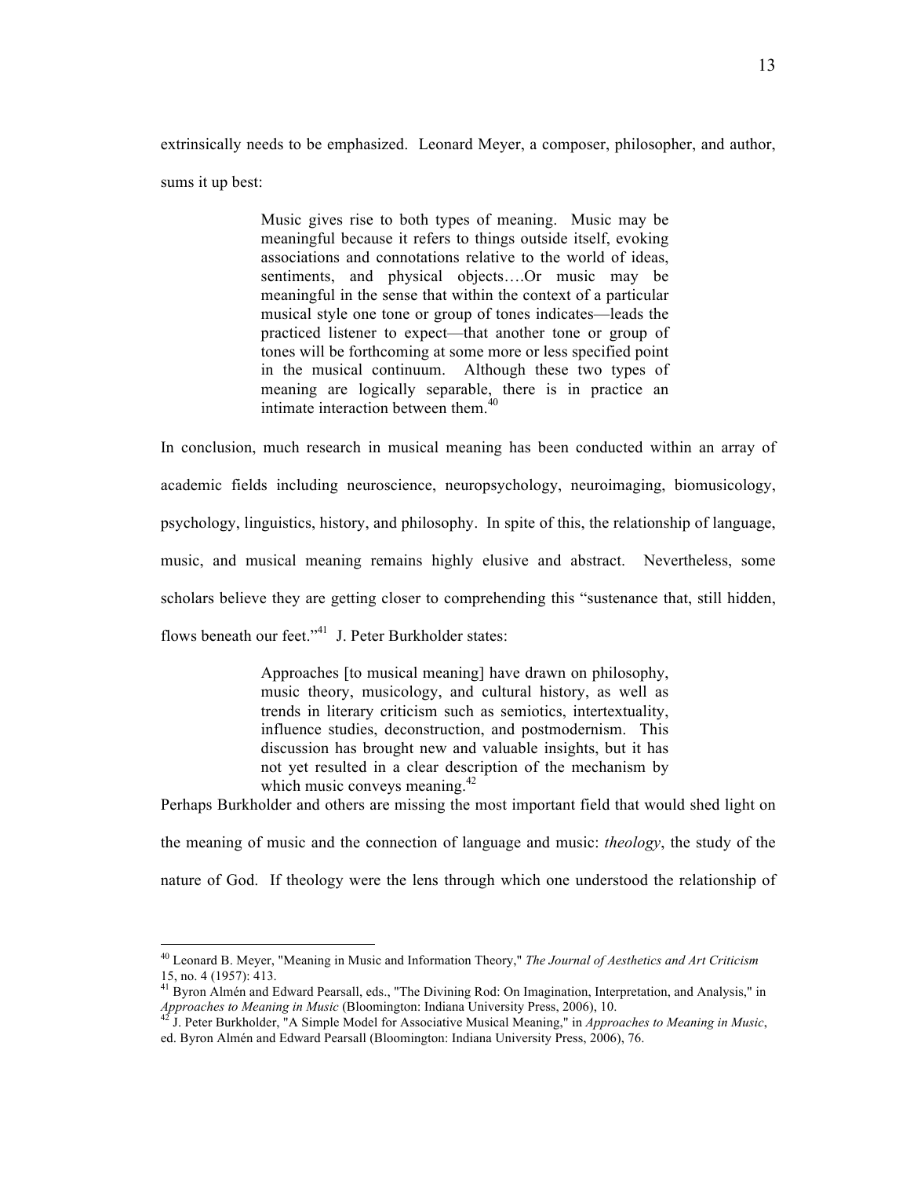extrinsically needs to be emphasized. Leonard Meyer, a composer, philosopher, and author, sums it up best:

> Music gives rise to both types of meaning. Music may be meaningful because it refers to things outside itself, evoking associations and connotations relative to the world of ideas, sentiments, and physical objects….Or music may be meaningful in the sense that within the context of a particular musical style one tone or group of tones indicates—leads the practiced listener to expect—that another tone or group of tones will be forthcoming at some more or less specified point in the musical continuum. Although these two types of meaning are logically separable, there is in practice an intimate interaction between them.[40]

In conclusion, much research in musical meaning has been conducted within an array of academic fields including neuroscience, neuropsychology, neuroimaging, biomusicology, psychology, linguistics, history, and philosophy. In spite of this, the relationship of language, music, and musical meaning remains highly elusive and abstract. Nevertheless, some scholars believe they are getting closer to comprehending this "sustenance that, still hidden, flows beneath our feet."[41] J. Peter Burkholder states:

> Approaches [to musical meaning] have drawn on philosophy, music theory, musicology, and cultural history, as well as trends in literary criticism such as semiotics, intertextuality, influence studies, deconstruction, and postmodernism. This discussion has brought new and valuable insights, but it has not yet resulted in a clear description of the mechanism by which music conveys meaning.[42]

Perhaps Burkholder and others are missing the most important field that would shed light on the meaning of music and the connection of language and music: *theology*, the study of the nature of God. If theology were the lens through which one understood the relationship of

---

[40] Leonard B. Meyer, "Meaning in Music and Information Theory," *The Journal of Aesthetics and Art Criticism* 15, no. 4 (1957): 413.

[41] Byron Almén and Edward Pearsall, eds., "The Divining Rod: On Imagination, Interpretation, and Analysis," in *Approaches to Meaning in Music* (Bloomington: Indiana University Press, 2006), 10.

[42] J. Peter Burkholder, "A Simple Model for Associative Musical Meaning," in *Approaches to Meaning in Music*, ed. Byron Almén and Edward Pearsall (Bloomington: Indiana University Press, 2006), 76.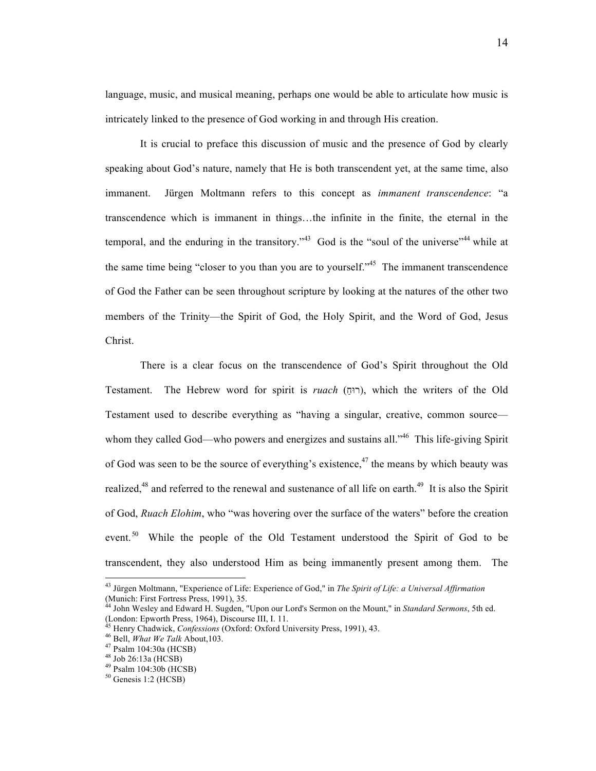language, music, and musical meaning, perhaps one would be able to articulate how music is intricately linked to the presence of God working in and through His creation.

It is crucial to preface this discussion of music and the presence of God by clearly speaking about God's nature, namely that He is both transcendent yet, at the same time, also immanent. Jürgen Moltmann refers to this concept as *immanent transcendence*: "a transcendence which is immanent in things…the infinite in the finite, the eternal in the temporal, and the enduring in the transitory."[43] God is the "soul of the universe"[44] while at the same time being "closer to you than you are to yourself."[45] The immanent transcendence of God the Father can be seen throughout scripture by looking at the natures of the other two members of the Trinity—the Spirit of God, the Holy Spirit, and the Word of God, Jesus Christ.

There is a clear focus on the transcendence of God's Spirit throughout the Old Testament. The Hebrew word for spirit is *ruach* (רוּחַ), which the writers of the Old Testament used to describe everything as "having a singular, creative, common source—whom they called God—who powers and energizes and sustains all."[46] This life-giving Spirit of God was seen to be the source of everything's existence,[47] the means by which beauty was realized,[48] and referred to the renewal and sustenance of all life on earth.[49] It is also the Spirit of God, *Ruach Elohim*, who "was hovering over the surface of the waters" before the creation event.[50] While the people of the Old Testament understood the Spirit of God to be transcendent, they also understood Him as being immanently present among them. The

---

[43] Jürgen Moltmann, "Experience of Life: Experience of God," in *The Spirit of Life: a Universal Affirmation* (Munich: First Fortress Press, 1991), 35.

[44] John Wesley and Edward H. Sugden, "Upon our Lord's Sermon on the Mount," in *Standard Sermons*, 5th ed. (London: Epworth Press, 1964), Discourse III, I. 11.

[45] Henry Chadwick, *Confessions* (Oxford: Oxford University Press, 1991), 43.

[46] Bell, *What We Talk* About,103.

[47] Psalm 104:30a (HCSB)

[48] Job 26:13a (HCSB)

[49] Psalm 104:30b (HCSB)

[50] Genesis 1:2 (HCSB)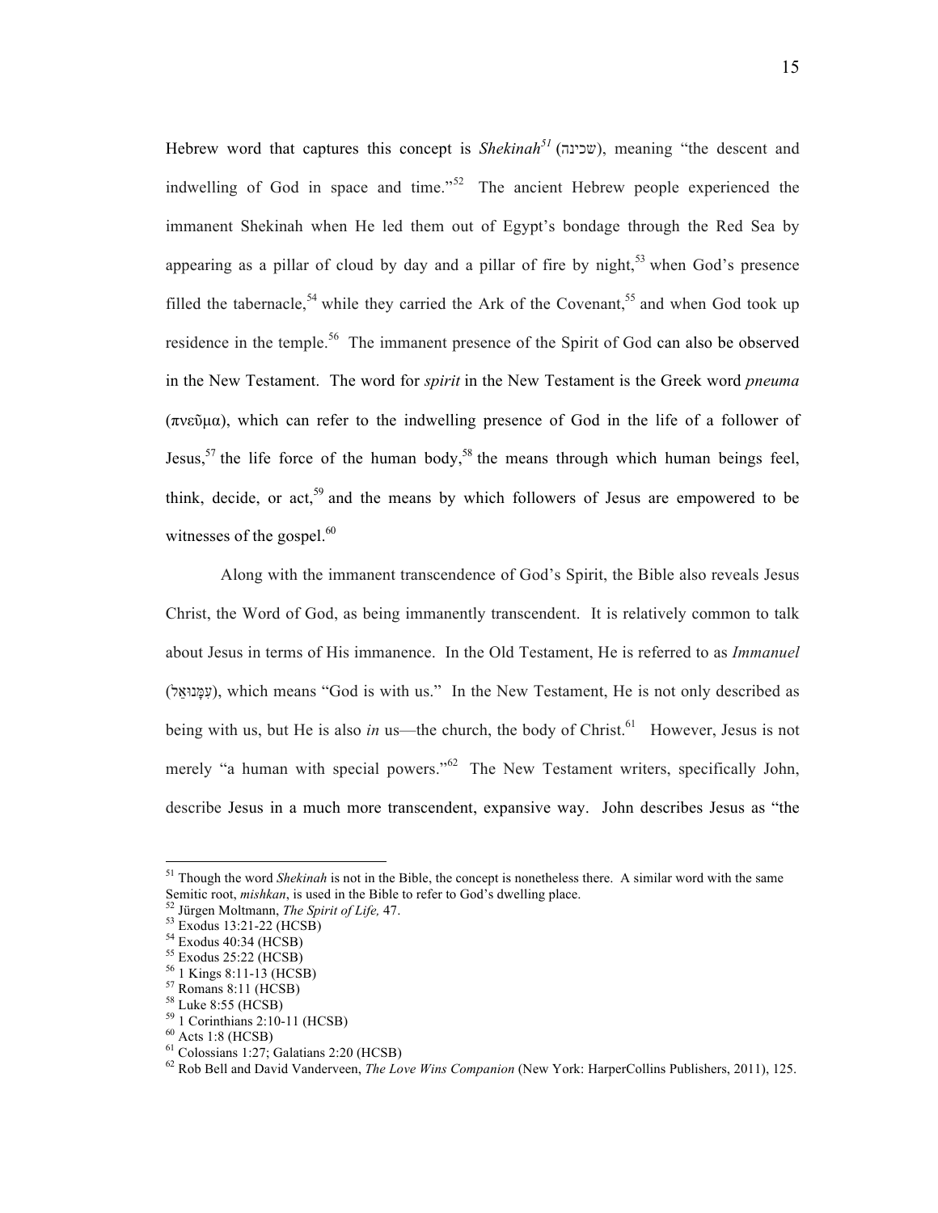Hebrew word that captures this concept is *Shekinah*[51] (שכינה), meaning "the descent and indwelling of God in space and time."[52] The ancient Hebrew people experienced the immanent Shekinah when He led them out of Egypt's bondage through the Red Sea by appearing as a pillar of cloud by day and a pillar of fire by night,[53] when God's presence filled the tabernacle,[54] while they carried the Ark of the Covenant,[55] and when God took up residence in the temple.[56] The immanent presence of the Spirit of God can also be observed in the New Testament. The word for *spirit* in the New Testament is the Greek word *pneuma* (πνεῦμα), which can refer to the indwelling presence of God in the life of a follower of Jesus,[57] the life force of the human body,[58] the means through which human beings feel, think, decide, or act,[59] and the means by which followers of Jesus are empowered to be witnesses of the gospel.[60]

Along with the immanent transcendence of God's Spirit, the Bible also reveals Jesus Christ, the Word of God, as being immanently transcendent. It is relatively common to talk about Jesus in terms of His immanence. In the Old Testament, He is referred to as *Immanuel* (עִמָּנוּאֵל), which means "God is with us." In the New Testament, He is not only described as being with us, but He is also *in* us—the church, the body of Christ.[61] However, Jesus is not merely "a human with special powers."[62] The New Testament writers, specifically John, describe Jesus in a much more transcendent, expansive way. John describes Jesus as "the

---

[51] Though the word *Shekinah* is not in the Bible, the concept is nonetheless there. A similar word with the same Semitic root, *mishkan*, is used in the Bible to refer to God's dwelling place.
[52] Jürgen Moltmann, *The Spirit of Life,* 47.
[53] Exodus 13:21-22 (HCSB)
[54] Exodus 40:34 (HCSB)
[55] Exodus 25:22 (HCSB)
[56] 1 Kings 8:11-13 (HCSB)
[57] Romans 8:11 (HCSB)
[58] Luke 8:55 (HCSB)
[59] 1 Corinthians 2:10-11 (HCSB)
[60] Acts 1:8 (HCSB)
[61] Colossians 1:27; Galatians 2:20 (HCSB)
[62] Rob Bell and David Vanderveen, *The Love Wins Companion* (New York: HarperCollins Publishers, 2011), 125.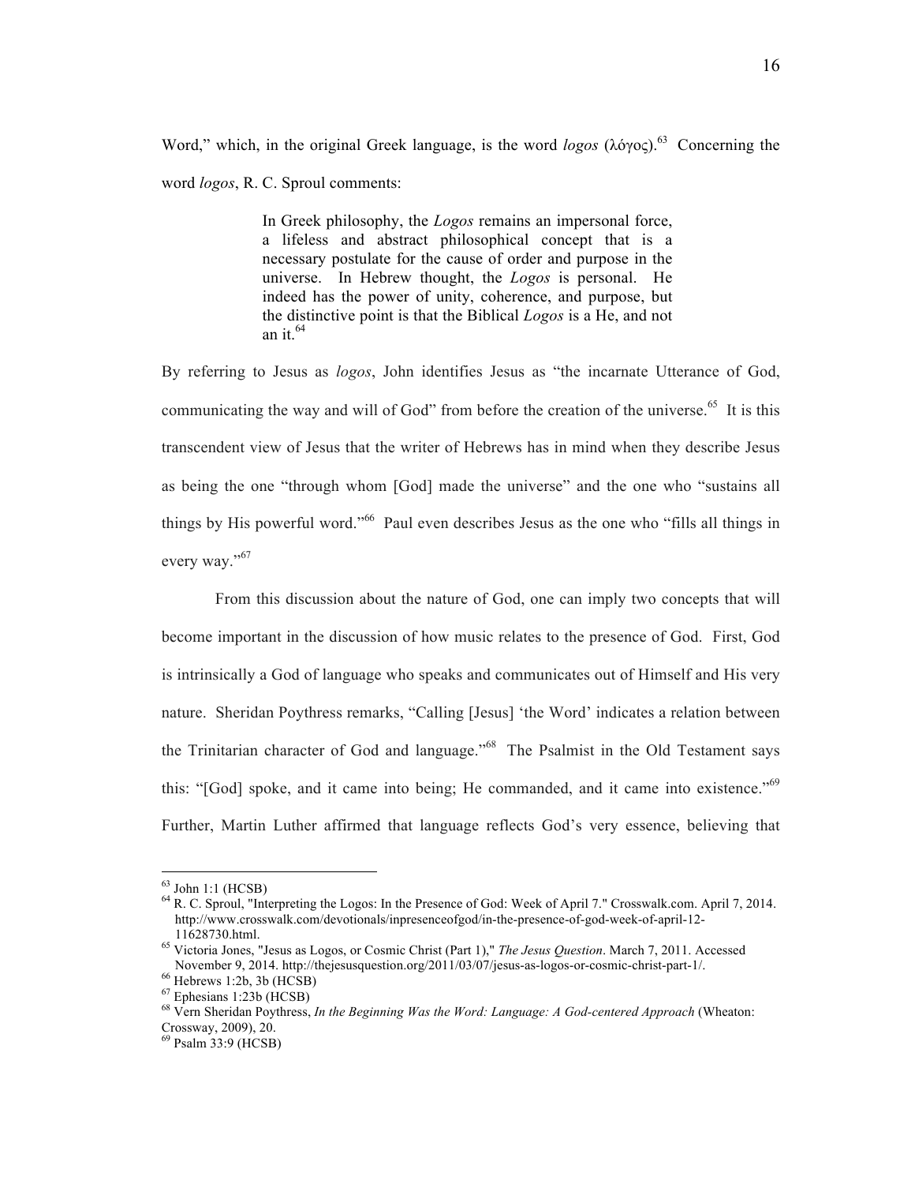Word," which, in the original Greek language, is the word *logos* (λόγος).[63] Concerning the word *logos*, R. C. Sproul comments:

> In Greek philosophy, the *Logos* remains an impersonal force, a lifeless and abstract philosophical concept that is a necessary postulate for the cause of order and purpose in the universe. In Hebrew thought, the *Logos* is personal. He indeed has the power of unity, coherence, and purpose, but the distinctive point is that the Biblical *Logos* is a He, and not an it.[64]

By referring to Jesus as *logos*, John identifies Jesus as "the incarnate Utterance of God, communicating the way and will of God" from before the creation of the universe.[65] It is this transcendent view of Jesus that the writer of Hebrews has in mind when they describe Jesus as being the one "through whom [God] made the universe" and the one who "sustains all things by His powerful word."[66] Paul even describes Jesus as the one who "fills all things in every way."[67]

From this discussion about the nature of God, one can imply two concepts that will become important in the discussion of how music relates to the presence of God. First, God is intrinsically a God of language who speaks and communicates out of Himself and His very nature. Sheridan Poythress remarks, "Calling [Jesus] 'the Word' indicates a relation between the Trinitarian character of God and language."[68] The Psalmist in the Old Testament says this: "[God] spoke, and it came into being; He commanded, and it came into existence."[69] Further, Martin Luther affirmed that language reflects God's very essence, believing that

---

[63] John 1:1 (HCSB)

[64] R. C. Sproul, "Interpreting the Logos: In the Presence of God: Week of April 7." Crosswalk.com. April 7, 2014. http://www.crosswalk.com/devotionals/inpresenceofgod/in-the-presence-of-god-week-of-april-12-11628730.html.

[65] Victoria Jones, "Jesus as Logos, or Cosmic Christ (Part 1)," *The Jesus Question*. March 7, 2011. Accessed November 9, 2014. http://thejesusquestion.org/2011/03/07/jesus-as-logos-or-cosmic-christ-part-1/.

[66] Hebrews 1:2b, 3b (HCSB)

[67] Ephesians 1:23b (HCSB)

[68] Vern Sheridan Poythress, *In the Beginning Was the Word: Language: A God-centered Approach* (Wheaton: Crossway, 2009), 20.

[69] Psalm 33:9 (HCSB)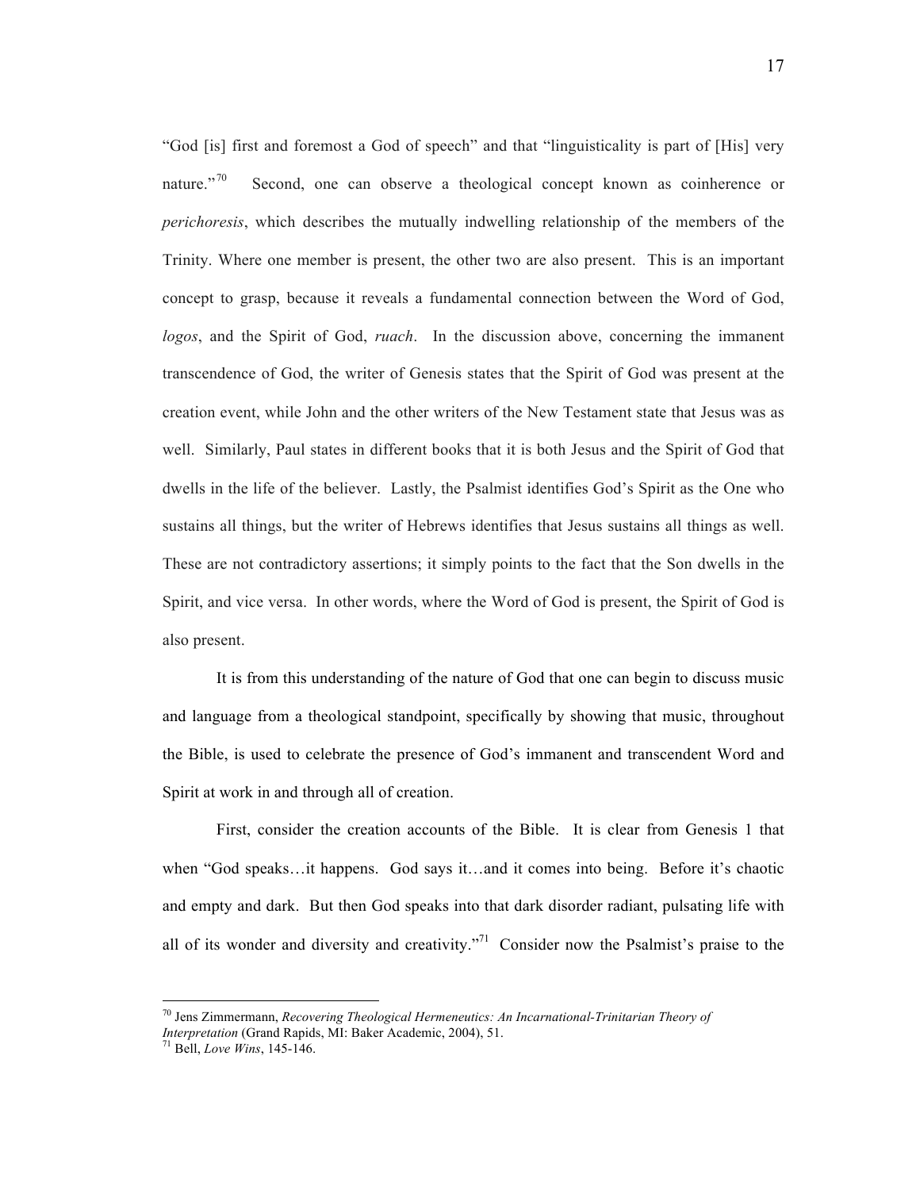"God [is] first and foremost a God of speech" and that "linguisticality is part of [His] very nature."[70] Second, one can observe a theological concept known as coinherence or *perichoresis*, which describes the mutually indwelling relationship of the members of the Trinity. Where one member is present, the other two are also present. This is an important concept to grasp, because it reveals a fundamental connection between the Word of God, *logos*, and the Spirit of God, *ruach*. In the discussion above, concerning the immanent transcendence of God, the writer of Genesis states that the Spirit of God was present at the creation event, while John and the other writers of the New Testament state that Jesus was as well. Similarly, Paul states in different books that it is both Jesus and the Spirit of God that dwells in the life of the believer. Lastly, the Psalmist identifies God's Spirit as the One who sustains all things, but the writer of Hebrews identifies that Jesus sustains all things as well. These are not contradictory assertions; it simply points to the fact that the Son dwells in the Spirit, and vice versa. In other words, where the Word of God is present, the Spirit of God is also present.

It is from this understanding of the nature of God that one can begin to discuss music and language from a theological standpoint, specifically by showing that music, throughout the Bible, is used to celebrate the presence of God's immanent and transcendent Word and Spirit at work in and through all of creation.

First, consider the creation accounts of the Bible. It is clear from Genesis 1 that when "God speaks…it happens. God says it…and it comes into being. Before it's chaotic and empty and dark. But then God speaks into that dark disorder radiant, pulsating life with all of its wonder and diversity and creativity."[71] Consider now the Psalmist's praise to the

---

[70] Jens Zimmermann, *Recovering Theological Hermeneutics: An Incarnational-Trinitarian Theory of Interpretation* (Grand Rapids, MI: Baker Academic, 2004), 51.

[71] Bell, *Love Wins*, 145-146.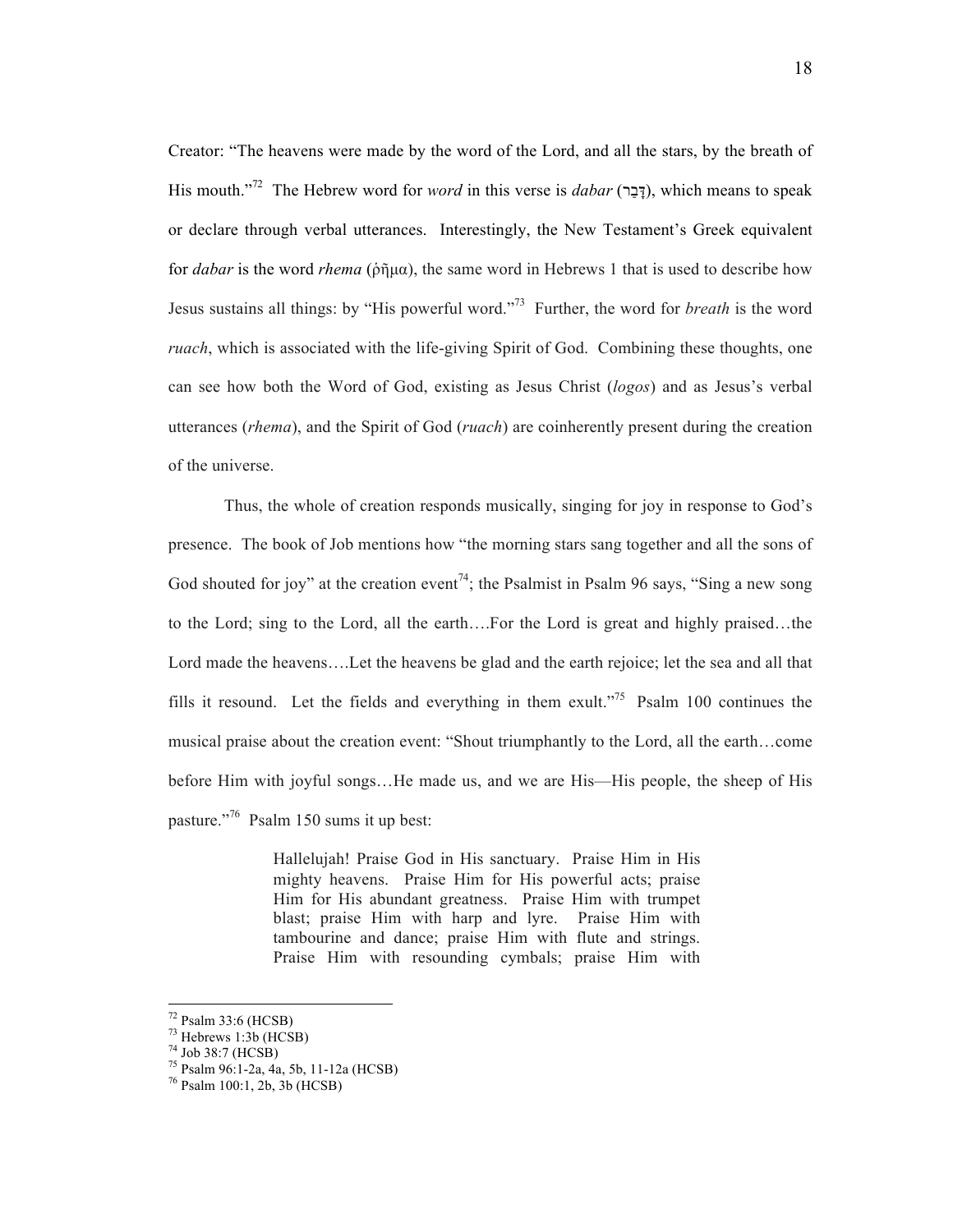Creator: "The heavens were made by the word of the Lord, and all the stars, by the breath of His mouth."[72] The Hebrew word for *word* in this verse is *dabar* (דָּבָר), which means to speak or declare through verbal utterances. Interestingly, the New Testament's Greek equivalent for *dabar* is the word *rhema* (ῥῆμα), the same word in Hebrews 1 that is used to describe how Jesus sustains all things: by "His powerful word."[73] Further, the word for *breath* is the word *ruach*, which is associated with the life-giving Spirit of God. Combining these thoughts, one can see how both the Word of God, existing as Jesus Christ (*logos*) and as Jesus's verbal utterances (*rhema*), and the Spirit of God (*ruach*) are coinherently present during the creation of the universe.

Thus, the whole of creation responds musically, singing for joy in response to God's presence. The book of Job mentions how "the morning stars sang together and all the sons of God shouted for joy" at the creation event[74]; the Psalmist in Psalm 96 says, "Sing a new song to the Lord; sing to the Lord, all the earth….For the Lord is great and highly praised…the Lord made the heavens….Let the heavens be glad and the earth rejoice; let the sea and all that fills it resound. Let the fields and everything in them exult."[75] Psalm 100 continues the musical praise about the creation event: "Shout triumphantly to the Lord, all the earth…come before Him with joyful songs…He made us, and we are His—His people, the sheep of His pasture."[76] Psalm 150 sums it up best:

> Hallelujah! Praise God in His sanctuary. Praise Him in His mighty heavens. Praise Him for His powerful acts; praise Him for His abundant greatness. Praise Him with trumpet blast; praise Him with harp and lyre. Praise Him with tambourine and dance; praise Him with flute and strings. Praise Him with resounding cymbals; praise Him with

---

[72] Psalm 33:6 (HCSB)
[73] Hebrews 1:3b (HCSB)
[74] Job 38:7 (HCSB)
[75] Psalm 96:1-2a, 4a, 5b, 11-12a (HCSB)
[76] Psalm 100:1, 2b, 3b (HCSB)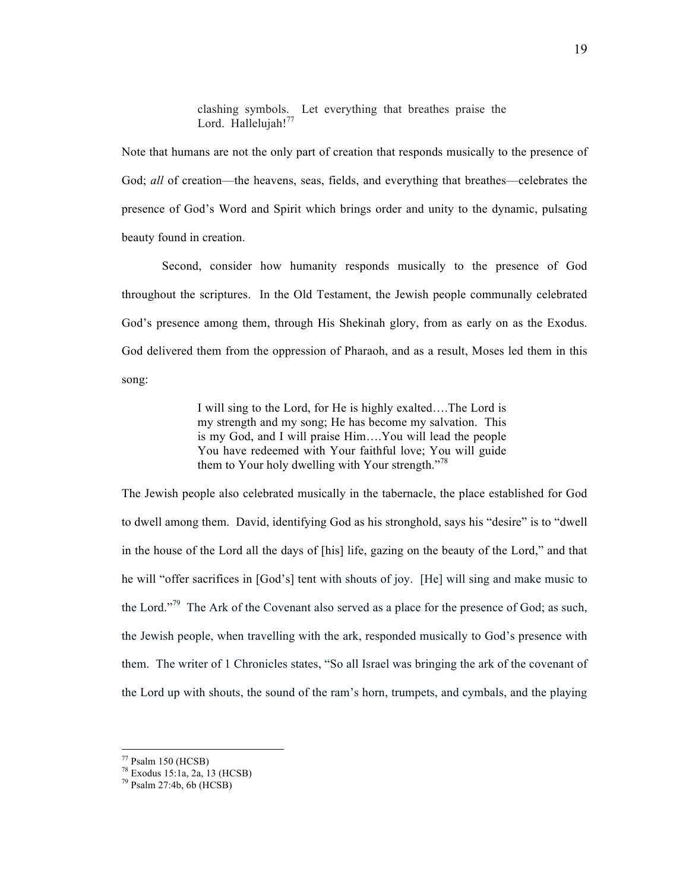> clashing symbols. Let everything that breathes praise the Lord. Hallelujah![77]

Note that humans are not the only part of creation that responds musically to the presence of God; *all* of creation—the heavens, seas, fields, and everything that breathes—celebrates the presence of God's Word and Spirit which brings order and unity to the dynamic, pulsating beauty found in creation.

Second, consider how humanity responds musically to the presence of God throughout the scriptures. In the Old Testament, the Jewish people communally celebrated God's presence among them, through His Shekinah glory, from as early on as the Exodus. God delivered them from the oppression of Pharaoh, and as a result, Moses led them in this song:

> I will sing to the Lord, for He is highly exalted….The Lord is my strength and my song; He has become my salvation. This is my God, and I will praise Him….You will lead the people You have redeemed with Your faithful love; You will guide them to Your holy dwelling with Your strength."[78]

The Jewish people also celebrated musically in the tabernacle, the place established for God to dwell among them. David, identifying God as his stronghold, says his "desire" is to "dwell in the house of the Lord all the days of [his] life, gazing on the beauty of the Lord," and that he will "offer sacrifices in [God's] tent with shouts of joy. [He] will sing and make music to the Lord."[79] The Ark of the Covenant also served as a place for the presence of God; as such, the Jewish people, when travelling with the ark, responded musically to God's presence with them. The writer of 1 Chronicles states, "So all Israel was bringing the ark of the covenant of the Lord up with shouts, the sound of the ram's horn, trumpets, and cymbals, and the playing

---

[77] Psalm 150 (HCSB)
[78] Exodus 15:1a, 2a, 13 (HCSB)
[79] Psalm 27:4b, 6b (HCSB)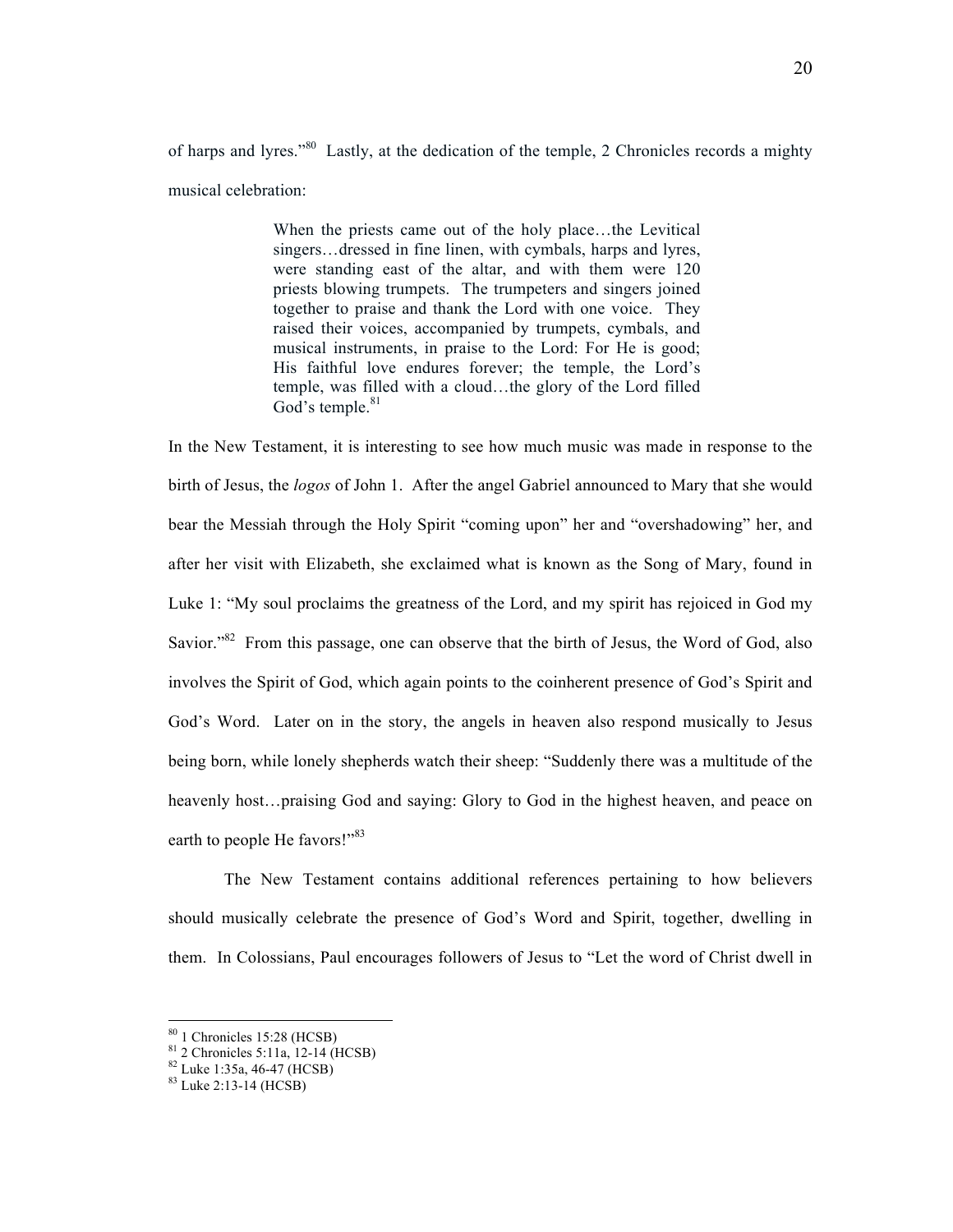of harps and lyres."[80] Lastly, at the dedication of the temple, 2 Chronicles records a mighty musical celebration:

> When the priests came out of the holy place…the Levitical singers…dressed in fine linen, with cymbals, harps and lyres, were standing east of the altar, and with them were 120 priests blowing trumpets. The trumpeters and singers joined together to praise and thank the Lord with one voice. They raised their voices, accompanied by trumpets, cymbals, and musical instruments, in praise to the Lord: For He is good; His faithful love endures forever; the temple, the Lord's temple, was filled with a cloud…the glory of the Lord filled God's temple.[81]

In the New Testament, it is interesting to see how much music was made in response to the birth of Jesus, the *logos* of John 1. After the angel Gabriel announced to Mary that she would bear the Messiah through the Holy Spirit "coming upon" her and "overshadowing" her, and after her visit with Elizabeth, she exclaimed what is known as the Song of Mary, found in Luke 1: "My soul proclaims the greatness of the Lord, and my spirit has rejoiced in God my Savior."[82] From this passage, one can observe that the birth of Jesus, the Word of God, also involves the Spirit of God, which again points to the coinherent presence of God's Spirit and God's Word. Later on in the story, the angels in heaven also respond musically to Jesus being born, while lonely shepherds watch their sheep: "Suddenly there was a multitude of the heavenly host…praising God and saying: Glory to God in the highest heaven, and peace on earth to people He favors!"[83]

The New Testament contains additional references pertaining to how believers should musically celebrate the presence of God's Word and Spirit, together, dwelling in them. In Colossians, Paul encourages followers of Jesus to "Let the word of Christ dwell in

---

[80] 1 Chronicles 15:28 (HCSB)
[81] 2 Chronicles 5:11a, 12-14 (HCSB)
[82] Luke 1:35a, 46-47 (HCSB)
[83] Luke 2:13-14 (HCSB)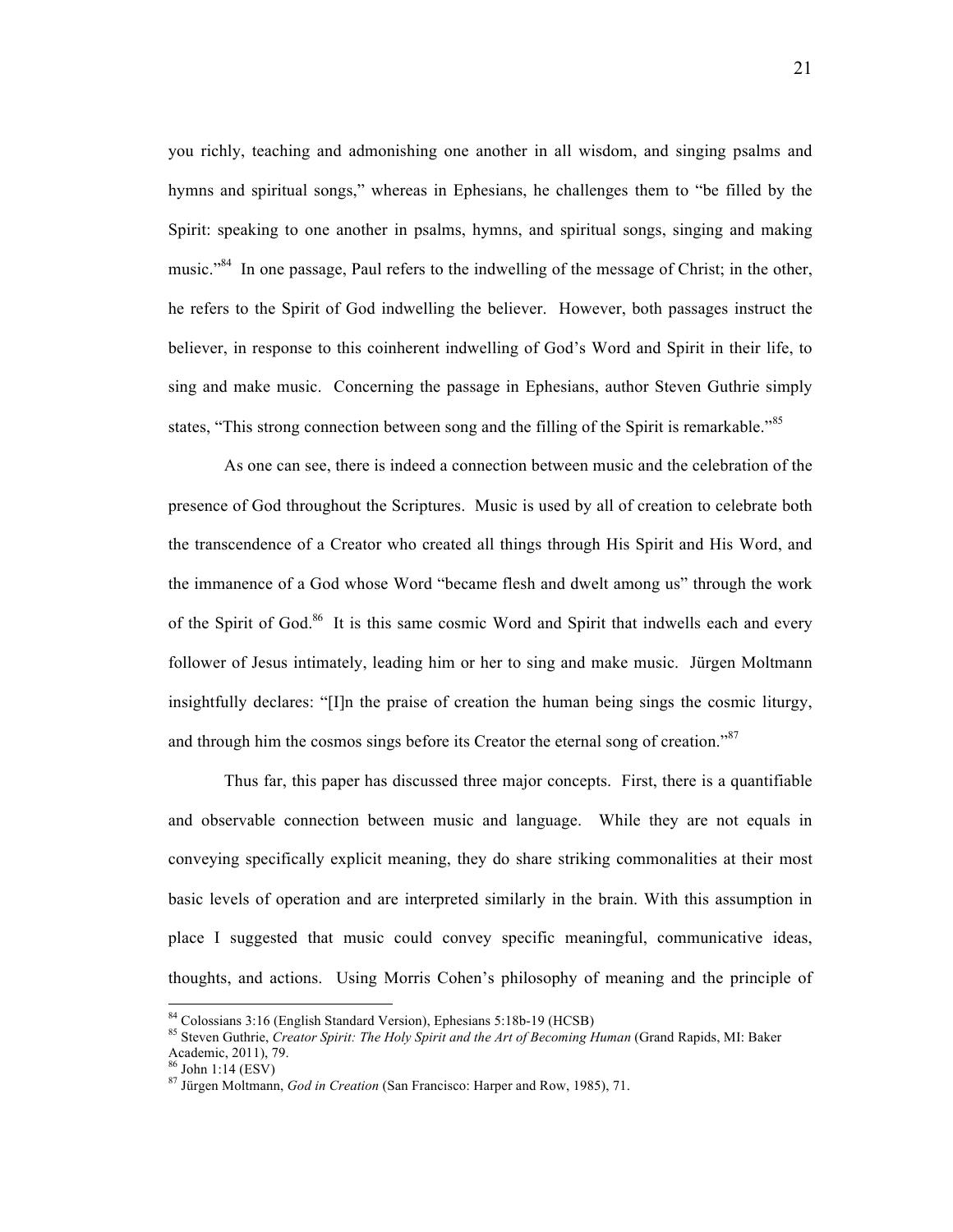you richly, teaching and admonishing one another in all wisdom, and singing psalms and hymns and spiritual songs," whereas in Ephesians, he challenges them to "be filled by the Spirit: speaking to one another in psalms, hymns, and spiritual songs, singing and making music."[84] In one passage, Paul refers to the indwelling of the message of Christ; in the other, he refers to the Spirit of God indwelling the believer. However, both passages instruct the believer, in response to this coinherent indwelling of God's Word and Spirit in their life, to sing and make music. Concerning the passage in Ephesians, author Steven Guthrie simply states, "This strong connection between song and the filling of the Spirit is remarkable."[85]

As one can see, there is indeed a connection between music and the celebration of the presence of God throughout the Scriptures. Music is used by all of creation to celebrate both the transcendence of a Creator who created all things through His Spirit and His Word, and the immanence of a God whose Word "became flesh and dwelt among us" through the work of the Spirit of God.[86] It is this same cosmic Word and Spirit that indwells each and every follower of Jesus intimately, leading him or her to sing and make music. Jürgen Moltmann insightfully declares: "[I]n the praise of creation the human being sings the cosmic liturgy, and through him the cosmos sings before its Creator the eternal song of creation."[87]

Thus far, this paper has discussed three major concepts. First, there is a quantifiable and observable connection between music and language. While they are not equals in conveying specifically explicit meaning, they do share striking commonalities at their most basic levels of operation and are interpreted similarly in the brain. With this assumption in place I suggested that music could convey specific meaningful, communicative ideas, thoughts, and actions. Using Morris Cohen's philosophy of meaning and the principle of

---

[84] Colossians 3:16 (English Standard Version), Ephesians 5:18b-19 (HCSB)

[85] Steven Guthrie, *Creator Spirit: The Holy Spirit and the Art of Becoming Human* (Grand Rapids, MI: Baker Academic, 2011), 79.

[86] John 1:14 (ESV)

[87] Jürgen Moltmann, *God in Creation* (San Francisco: Harper and Row, 1985), 71.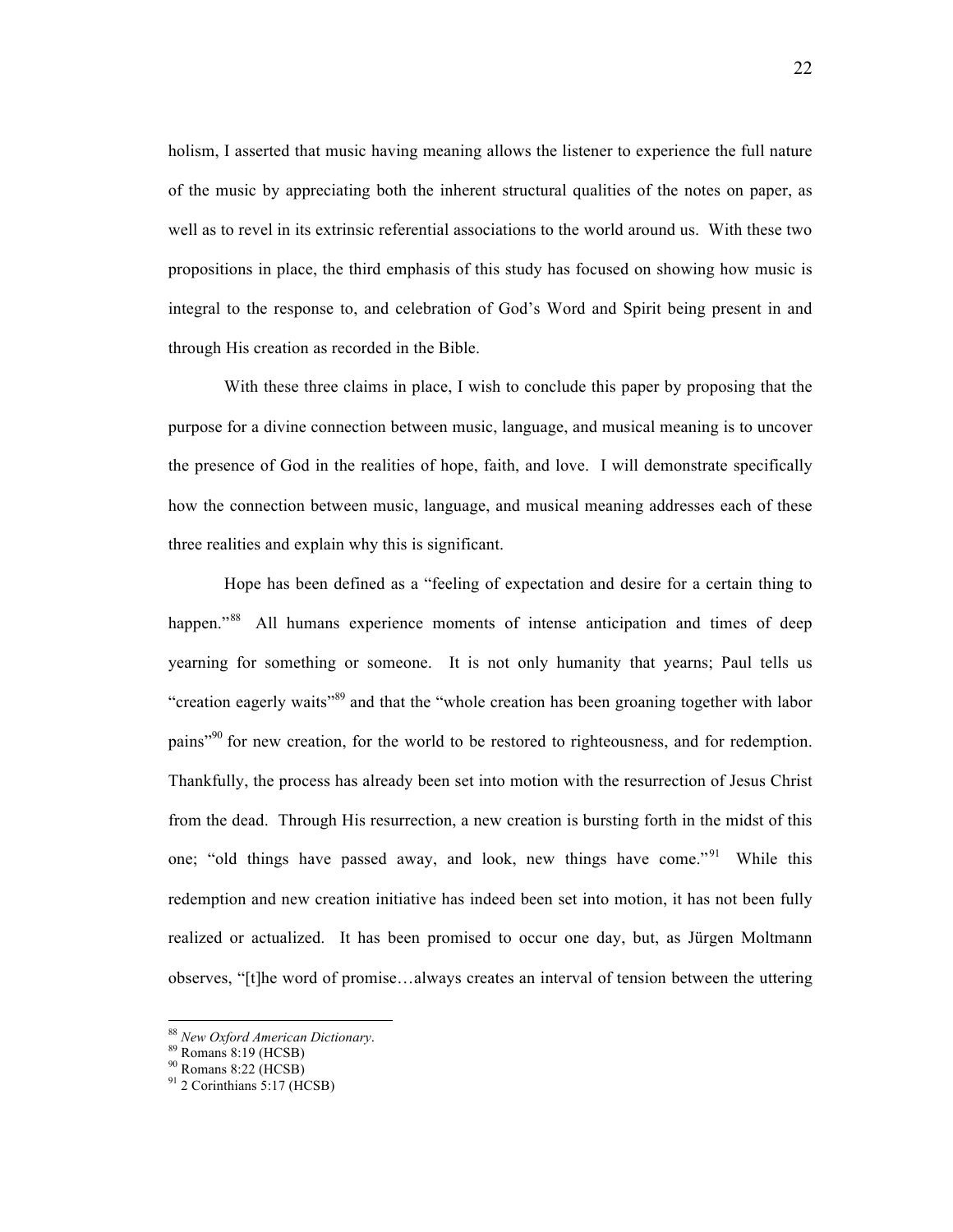holism, I asserted that music having meaning allows the listener to experience the full nature of the music by appreciating both the inherent structural qualities of the notes on paper, as well as to revel in its extrinsic referential associations to the world around us. With these two propositions in place, the third emphasis of this study has focused on showing how music is integral to the response to, and celebration of God's Word and Spirit being present in and through His creation as recorded in the Bible.

With these three claims in place, I wish to conclude this paper by proposing that the purpose for a divine connection between music, language, and musical meaning is to uncover the presence of God in the realities of hope, faith, and love. I will demonstrate specifically how the connection between music, language, and musical meaning addresses each of these three realities and explain why this is significant.

Hope has been defined as a "feeling of expectation and desire for a certain thing to happen."[88] All humans experience moments of intense anticipation and times of deep yearning for something or someone. It is not only humanity that yearns; Paul tells us "creation eagerly waits"[89] and that the "whole creation has been groaning together with labor pains"[90] for new creation, for the world to be restored to righteousness, and for redemption. Thankfully, the process has already been set into motion with the resurrection of Jesus Christ from the dead. Through His resurrection, a new creation is bursting forth in the midst of this one; "old things have passed away, and look, new things have come."[91] While this redemption and new creation initiative has indeed been set into motion, it has not been fully realized or actualized. It has been promised to occur one day, but, as Jürgen Moltmann observes, "[t]he word of promise…always creates an interval of tension between the uttering

---

[88] *New Oxford American Dictionary*.

[89] Romans 8:19 (HCSB)

[90] Romans 8:22 (HCSB)

[91] 2 Corinthians 5:17 (HCSB)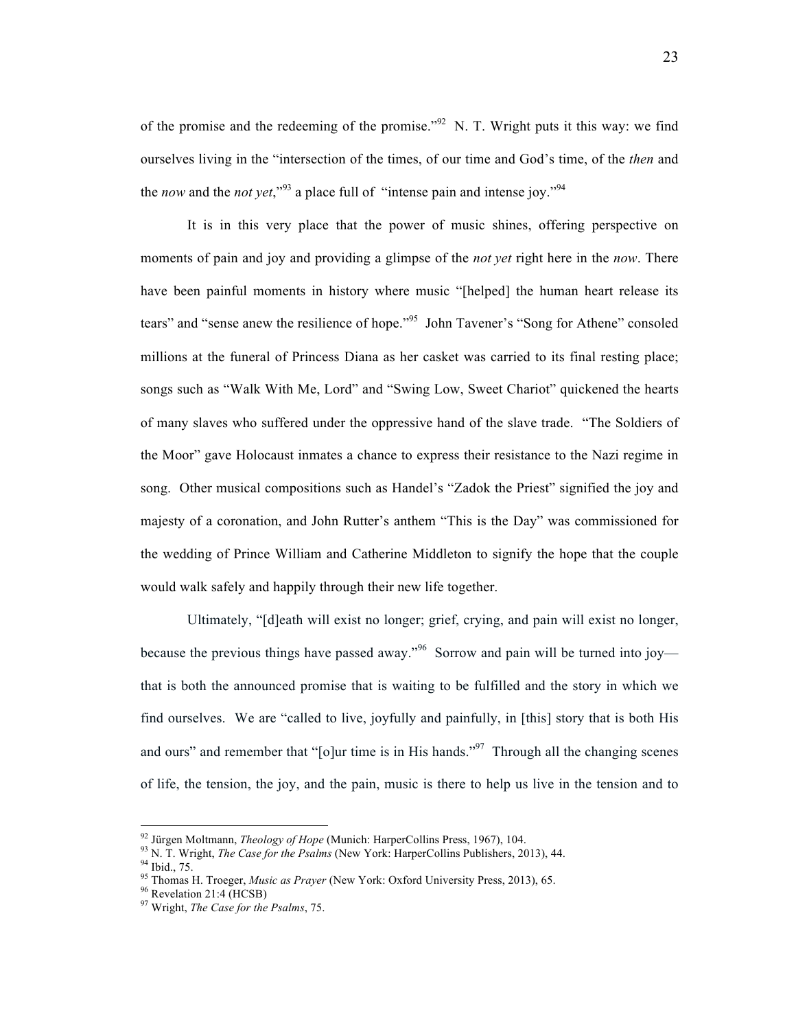of the promise and the redeeming of the promise."[92] N. T. Wright puts it this way: we find ourselves living in the "intersection of the times, of our time and God's time, of the *then* and the *now* and the *not yet*,"[93] a place full of "intense pain and intense joy."[94]

It is in this very place that the power of music shines, offering perspective on moments of pain and joy and providing a glimpse of the *not yet* right here in the *now*. There have been painful moments in history where music "[helped] the human heart release its tears" and "sense anew the resilience of hope."[95] John Tavener's "Song for Athene" consoled millions at the funeral of Princess Diana as her casket was carried to its final resting place; songs such as "Walk With Me, Lord" and "Swing Low, Sweet Chariot" quickened the hearts of many slaves who suffered under the oppressive hand of the slave trade. "The Soldiers of the Moor" gave Holocaust inmates a chance to express their resistance to the Nazi regime in song. Other musical compositions such as Handel's "Zadok the Priest" signified the joy and majesty of a coronation, and John Rutter's anthem "This is the Day" was commissioned for the wedding of Prince William and Catherine Middleton to signify the hope that the couple would walk safely and happily through their new life together.

Ultimately, "[d]eath will exist no longer; grief, crying, and pain will exist no longer, because the previous things have passed away."[96] Sorrow and pain will be turned into joy—that is both the announced promise that is waiting to be fulfilled and the story in which we find ourselves. We are "called to live, joyfully and painfully, in [this] story that is both His and ours" and remember that "[o]ur time is in His hands."[97] Through all the changing scenes of life, the tension, the joy, and the pain, music is there to help us live in the tension and to

---

[92] Jürgen Moltmann, *Theology of Hope* (Munich: HarperCollins Press, 1967), 104.
[93] N. T. Wright, *The Case for the Psalms* (New York: HarperCollins Publishers, 2013), 44.
[94] Ibid., 75.
[95] Thomas H. Troeger, *Music as Prayer* (New York: Oxford University Press, 2013), 65.
[96] Revelation 21:4 (HCSB)
[97] Wright, *The Case for the Psalms*, 75.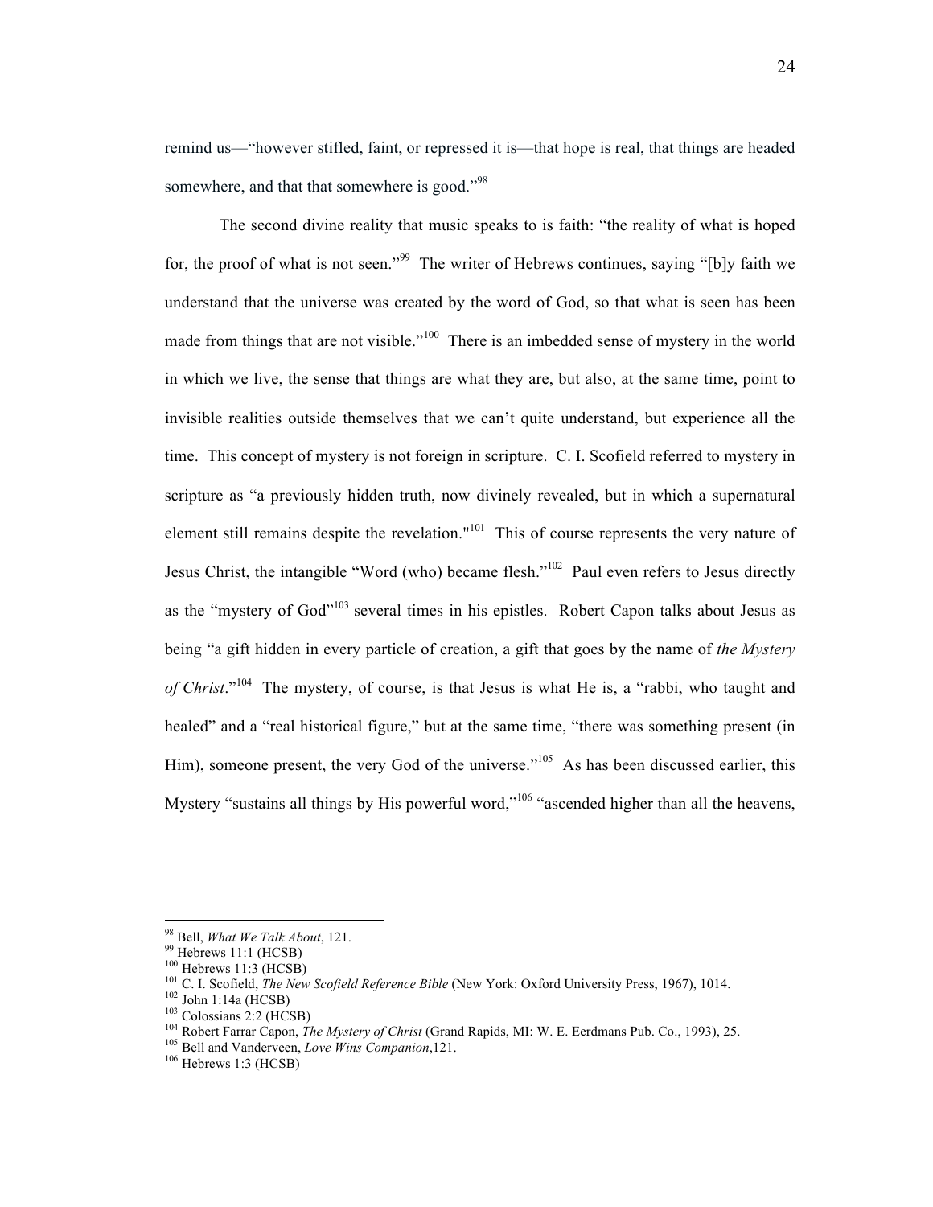remind us—"however stifled, faint, or repressed it is—that hope is real, that things are headed somewhere, and that that somewhere is good."[98]

The second divine reality that music speaks to is faith: "the reality of what is hoped for, the proof of what is not seen."[99] The writer of Hebrews continues, saying "[b]y faith we understand that the universe was created by the word of God, so that what is seen has been made from things that are not visible."[100] There is an imbedded sense of mystery in the world in which we live, the sense that things are what they are, but also, at the same time, point to invisible realities outside themselves that we can't quite understand, but experience all the time. This concept of mystery is not foreign in scripture. C. I. Scofield referred to mystery in scripture as "a previously hidden truth, now divinely revealed, but in which a supernatural element still remains despite the revelation."[101] This of course represents the very nature of Jesus Christ, the intangible "Word (who) became flesh."[102] Paul even refers to Jesus directly as the "mystery of God"[103] several times in his epistles. Robert Capon talks about Jesus as being "a gift hidden in every particle of creation, a gift that goes by the name of *the Mystery of Christ*."[104] The mystery, of course, is that Jesus is what He is, a "rabbi, who taught and healed" and a "real historical figure," but at the same time, "there was something present (in Him), someone present, the very God of the universe."[105] As has been discussed earlier, this Mystery "sustains all things by His powerful word,"[106] "ascended higher than all the heavens,

---

[98] Bell, *What We Talk About*, 121.
[99] Hebrews 11:1 (HCSB)
[100] Hebrews 11:3 (HCSB)
[101] C. I. Scofield, *The New Scofield Reference Bible* (New York: Oxford University Press, 1967), 1014.
[102] John 1:14a (HCSB)
[103] Colossians 2:2 (HCSB)
[104] Robert Farrar Capon, *The Mystery of Christ* (Grand Rapids, MI: W. E. Eerdmans Pub. Co., 1993), 25.
[105] Bell and Vanderveen, *Love Wins Companion*,121.
[106] Hebrews 1:3 (HCSB)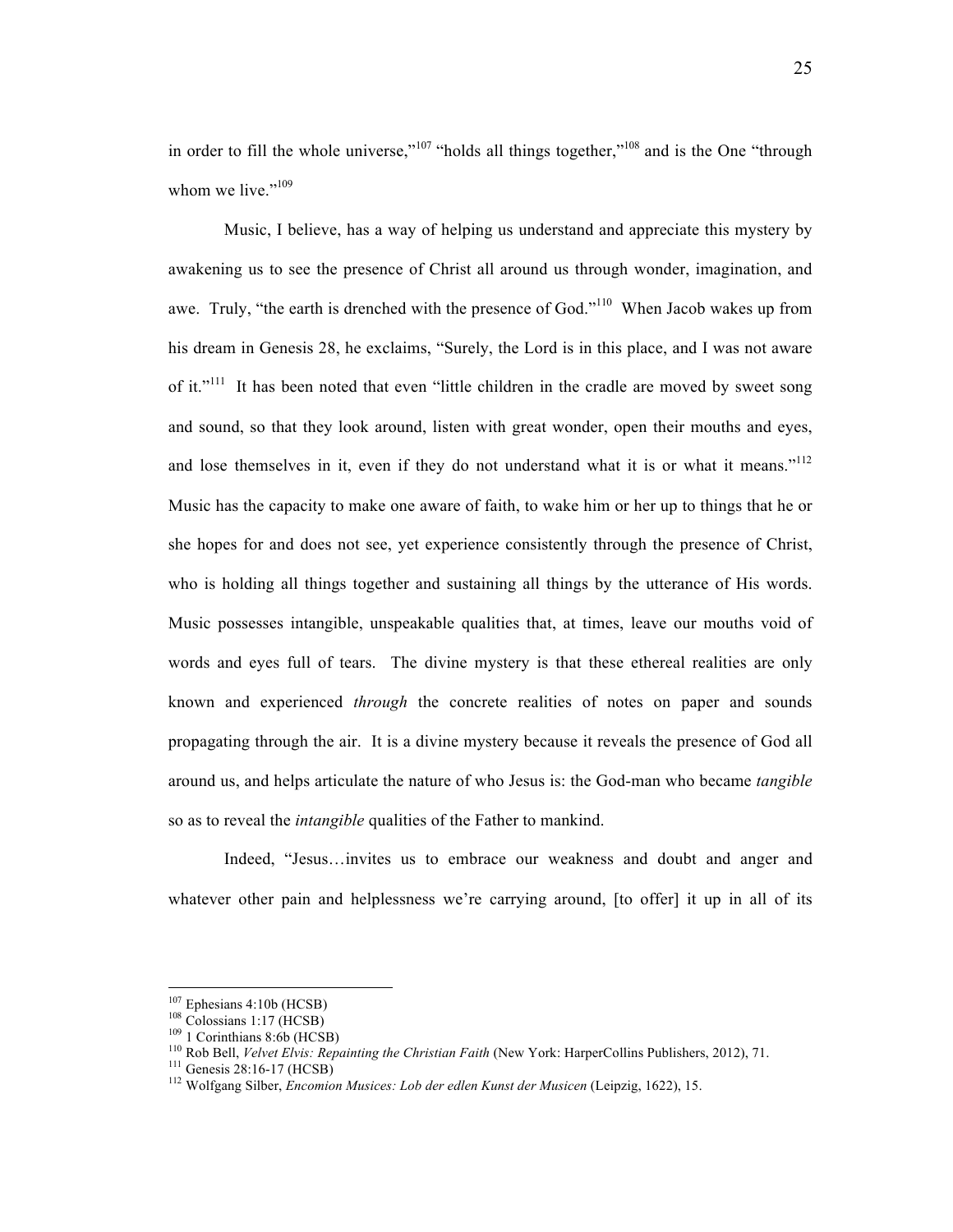in order to fill the whole universe,"[107] "holds all things together,"[108] and is the One "through whom we live."[109]

Music, I believe, has a way of helping us understand and appreciate this mystery by awakening us to see the presence of Christ all around us through wonder, imagination, and awe. Truly, "the earth is drenched with the presence of God."[110] When Jacob wakes up from his dream in Genesis 28, he exclaims, "Surely, the Lord is in this place, and I was not aware of it."[111] It has been noted that even "little children in the cradle are moved by sweet song and sound, so that they look around, listen with great wonder, open their mouths and eyes, and lose themselves in it, even if they do not understand what it is or what it means."[112] Music has the capacity to make one aware of faith, to wake him or her up to things that he or she hopes for and does not see, yet experience consistently through the presence of Christ, who is holding all things together and sustaining all things by the utterance of His words. Music possesses intangible, unspeakable qualities that, at times, leave our mouths void of words and eyes full of tears. The divine mystery is that these ethereal realities are only known and experienced *through* the concrete realities of notes on paper and sounds propagating through the air. It is a divine mystery because it reveals the presence of God all around us, and helps articulate the nature of who Jesus is: the God-man who became *tangible* so as to reveal the *intangible* qualities of the Father to mankind.

Indeed, "Jesus…invites us to embrace our weakness and doubt and anger and whatever other pain and helplessness we're carrying around, [to offer] it up in all of its

---

[107] Ephesians 4:10b (HCSB)
[108] Colossians 1:17 (HCSB)
[109] 1 Corinthians 8:6b (HCSB)
[110] Rob Bell, *Velvet Elvis: Repainting the Christian Faith* (New York: HarperCollins Publishers, 2012), 71.
[111] Genesis 28:16-17 (HCSB)
[112] Wolfgang Silber, *Encomion Musices: Lob der edlen Kunst der Musicen* (Leipzig, 1622), 15.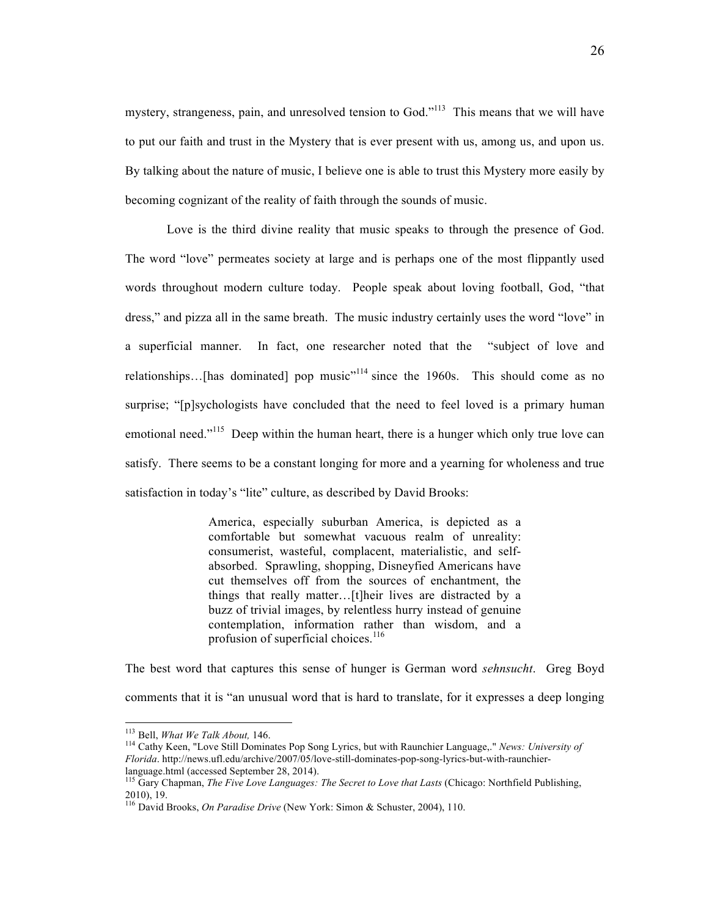mystery, strangeness, pain, and unresolved tension to God."[113] This means that we will have to put our faith and trust in the Mystery that is ever present with us, among us, and upon us. By talking about the nature of music, I believe one is able to trust this Mystery more easily by becoming cognizant of the reality of faith through the sounds of music.

Love is the third divine reality that music speaks to through the presence of God. The word "love" permeates society at large and is perhaps one of the most flippantly used words throughout modern culture today. People speak about loving football, God, "that dress," and pizza all in the same breath. The music industry certainly uses the word "love" in a superficial manner. In fact, one researcher noted that the "subject of love and relationships…[has dominated] pop music"[114] since the 1960s. This should come as no surprise; "[p]sychologists have concluded that the need to feel loved is a primary human emotional need."[115] Deep within the human heart, there is a hunger which only true love can satisfy. There seems to be a constant longing for more and a yearning for wholeness and true satisfaction in today's "lite" culture, as described by David Brooks:

> America, especially suburban America, is depicted as a comfortable but somewhat vacuous realm of unreality: consumerist, wasteful, complacent, materialistic, and self-absorbed. Sprawling, shopping, Disneyfied Americans have cut themselves off from the sources of enchantment, the things that really matter…[t]heir lives are distracted by a buzz of trivial images, by relentless hurry instead of genuine contemplation, information rather than wisdom, and a profusion of superficial choices.[116]

The best word that captures this sense of hunger is German word *sehnsucht*. Greg Boyd comments that it is "an unusual word that is hard to translate, for it expresses a deep longing

---

[113] Bell, *What We Talk About,* 146.

[114] Cathy Keen, "Love Still Dominates Pop Song Lyrics, but with Raunchier Language,." *News: University of Florida*. http://news.ufl.edu/archive/2007/05/love-still-dominates-pop-song-lyrics-but-with-raunchier-language.html (accessed September 28, 2014).

[115] Gary Chapman, *The Five Love Languages: The Secret to Love that Lasts* (Chicago: Northfield Publishing, 2010), 19.

[116] David Brooks, *On Paradise Drive* (New York: Simon & Schuster, 2004), 110.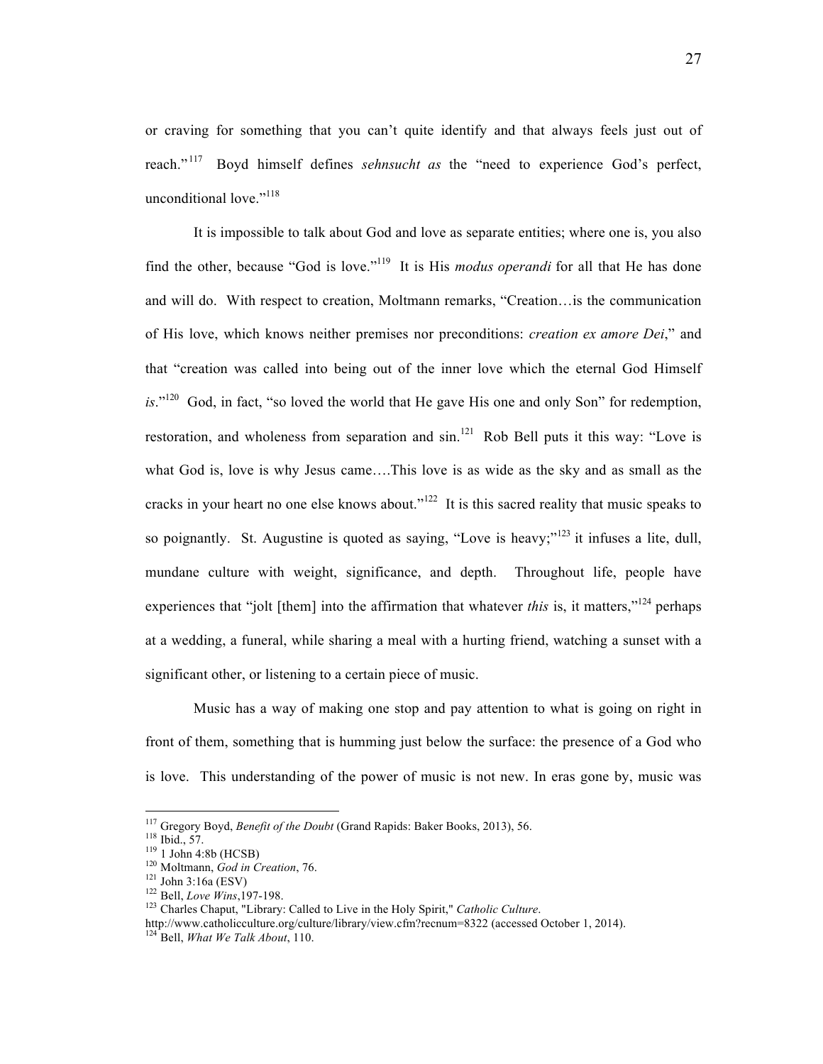or craving for something that you can't quite identify and that always feels just out of reach."[117] Boyd himself defines *sehnsucht as* the "need to experience God's perfect, unconditional love."[118]

It is impossible to talk about God and love as separate entities; where one is, you also find the other, because "God is love."[119] It is His *modus operandi* for all that He has done and will do. With respect to creation, Moltmann remarks, "Creation…is the communication of His love, which knows neither premises nor preconditions: *creation ex amore Dei*," and that "creation was called into being out of the inner love which the eternal God Himself *is*."[120] God, in fact, "so loved the world that He gave His one and only Son" for redemption, restoration, and wholeness from separation and sin.[121] Rob Bell puts it this way: "Love is what God is, love is why Jesus came….This love is as wide as the sky and as small as the cracks in your heart no one else knows about."[122] It is this sacred reality that music speaks to so poignantly. St. Augustine is quoted as saying, "Love is heavy;"[123] it infuses a lite, dull, mundane culture with weight, significance, and depth. Throughout life, people have experiences that "jolt [them] into the affirmation that whatever *this* is, it matters,"[124] perhaps at a wedding, a funeral, while sharing a meal with a hurting friend, watching a sunset with a significant other, or listening to a certain piece of music.

Music has a way of making one stop and pay attention to what is going on right in front of them, something that is humming just below the surface: the presence of a God who is love. This understanding of the power of music is not new. In eras gone by, music was

---

[117] Gregory Boyd, *Benefit of the Doubt* (Grand Rapids: Baker Books, 2013), 56.

[118] Ibid., 57.

[119] 1 John 4:8b (HCSB)

[120] Moltmann, *God in Creation*, 76.

[121] John 3:16a (ESV)

[122] Bell, *Love Wins*,197-198.

[123] Charles Chaput, "Library: Called to Live in the Holy Spirit," *Catholic Culture*. http://www.catholicculture.org/culture/library/view.cfm?recnum=8322 (accessed October 1, 2014).

[124] Bell, *What We Talk About*, 110.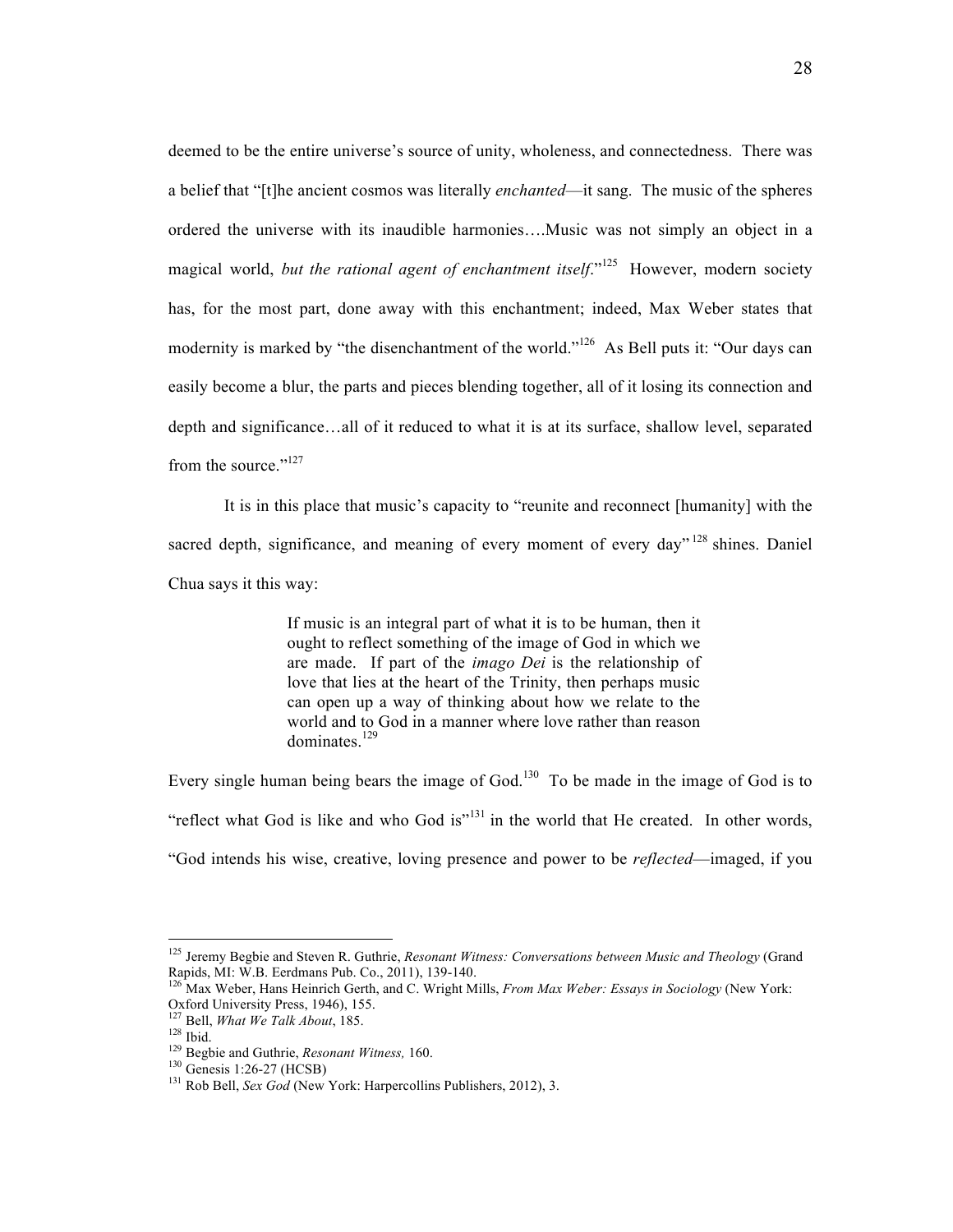deemed to be the entire universe's source of unity, wholeness, and connectedness. There was a belief that "[t]he ancient cosmos was literally *enchanted*—it sang. The music of the spheres ordered the universe with its inaudible harmonies….Music was not simply an object in a magical world, *but the rational agent of enchantment itself*."[125] However, modern society has, for the most part, done away with this enchantment; indeed, Max Weber states that modernity is marked by "the disenchantment of the world."[126] As Bell puts it: "Our days can easily become a blur, the parts and pieces blending together, all of it losing its connection and depth and significance…all of it reduced to what it is at its surface, shallow level, separated from the source."[127]

It is in this place that music's capacity to "reunite and reconnect [humanity] with the sacred depth, significance, and meaning of every moment of every day"[128] shines. Daniel Chua says it this way:

> If music is an integral part of what it is to be human, then it ought to reflect something of the image of God in which we are made. If part of the *imago Dei* is the relationship of love that lies at the heart of the Trinity, then perhaps music can open up a way of thinking about how we relate to the world and to God in a manner where love rather than reason dominates.[129]

Every single human being bears the image of God.[130] To be made in the image of God is to "reflect what God is like and who God is"[131] in the world that He created. In other words, "God intends his wise, creative, loving presence and power to be *reflected*—imaged, if you

---

[125] Jeremy Begbie and Steven R. Guthrie, *Resonant Witness: Conversations between Music and Theology* (Grand Rapids, MI: W.B. Eerdmans Pub. Co., 2011), 139-140.

[126] Max Weber, Hans Heinrich Gerth, and C. Wright Mills, *From Max Weber: Essays in Sociology* (New York: Oxford University Press, 1946), 155.

[127] Bell, *What We Talk About*, 185.

[128] Ibid.

[129] Begbie and Guthrie, *Resonant Witness,* 160.

[130] Genesis 1:26-27 (HCSB)

[131] Rob Bell, *Sex God* (New York: Harpercollins Publishers, 2012), 3.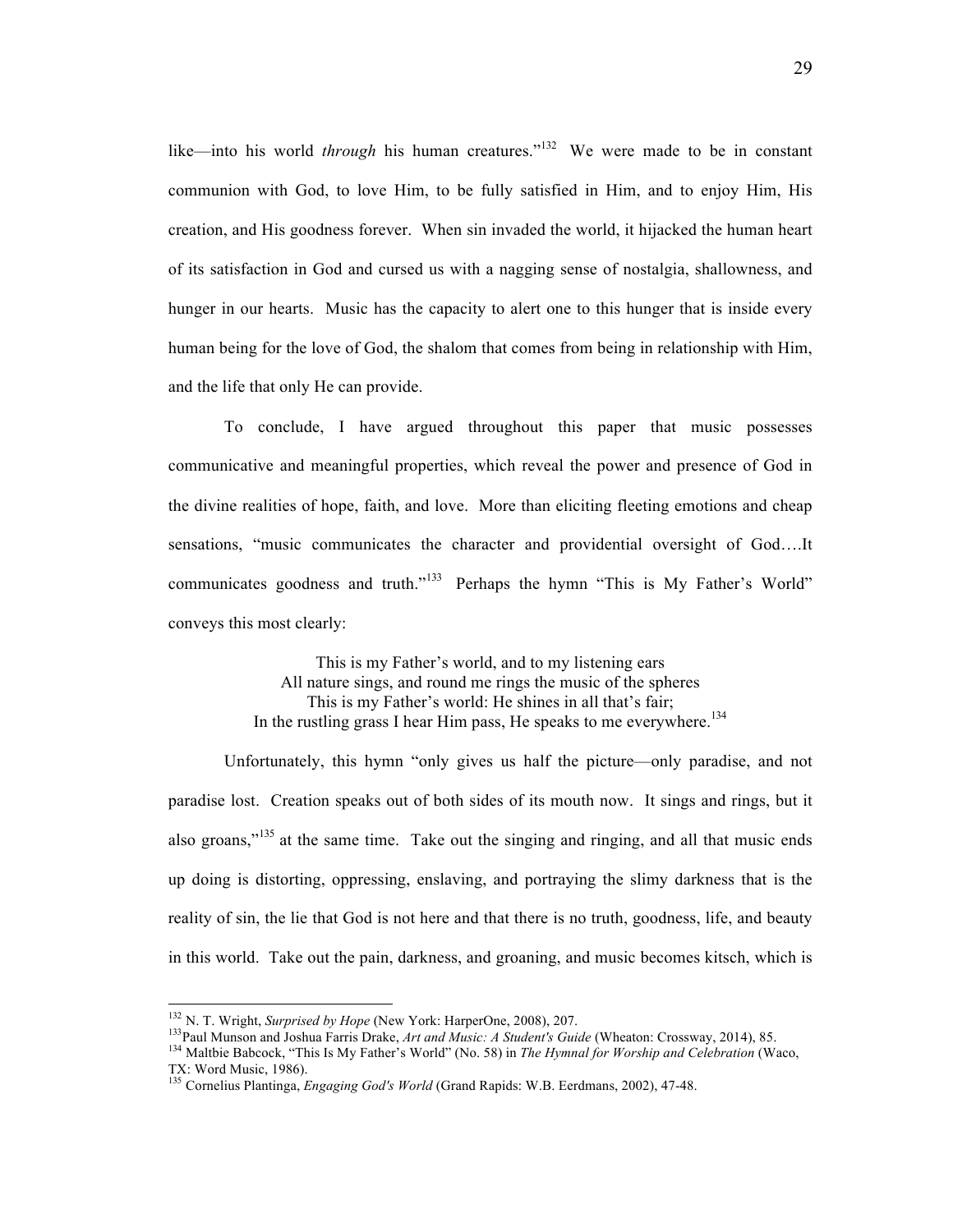like—into his world *through* his human creatures."[132] We were made to be in constant communion with God, to love Him, to be fully satisfied in Him, and to enjoy Him, His creation, and His goodness forever. When sin invaded the world, it hijacked the human heart of its satisfaction in God and cursed us with a nagging sense of nostalgia, shallowness, and hunger in our hearts. Music has the capacity to alert one to this hunger that is inside every human being for the love of God, the shalom that comes from being in relationship with Him, and the life that only He can provide.

To conclude, I have argued throughout this paper that music possesses communicative and meaningful properties, which reveal the power and presence of God in the divine realities of hope, faith, and love. More than eliciting fleeting emotions and cheap sensations, "music communicates the character and providential oversight of God….It communicates goodness and truth."[133] Perhaps the hymn "This is My Father's World" conveys this most clearly:

> This is my Father's world, and to my listening ears
> All nature sings, and round me rings the music of the spheres
> This is my Father's world: He shines in all that's fair;
> In the rustling grass I hear Him pass, He speaks to me everywhere.[134]

Unfortunately, this hymn "only gives us half the picture—only paradise, and not paradise lost. Creation speaks out of both sides of its mouth now. It sings and rings, but it also groans,"[135] at the same time. Take out the singing and ringing, and all that music ends up doing is distorting, oppressing, enslaving, and portraying the slimy darkness that is the reality of sin, the lie that God is not here and that there is no truth, goodness, life, and beauty in this world. Take out the pain, darkness, and groaning, and music becomes kitsch, which is

---

[132] N. T. Wright, *Surprised by Hope* (New York: HarperOne, 2008), 207.

[133] Paul Munson and Joshua Farris Drake, *Art and Music: A Student's Guide* (Wheaton: Crossway, 2014), 85.

[134] Maltbie Babcock, "This Is My Father's World" (No. 58) in *The Hymnal for Worship and Celebration* (Waco, TX: Word Music, 1986).

[135] Cornelius Plantinga, *Engaging God's World* (Grand Rapids: W.B. Eerdmans, 2002), 47-48.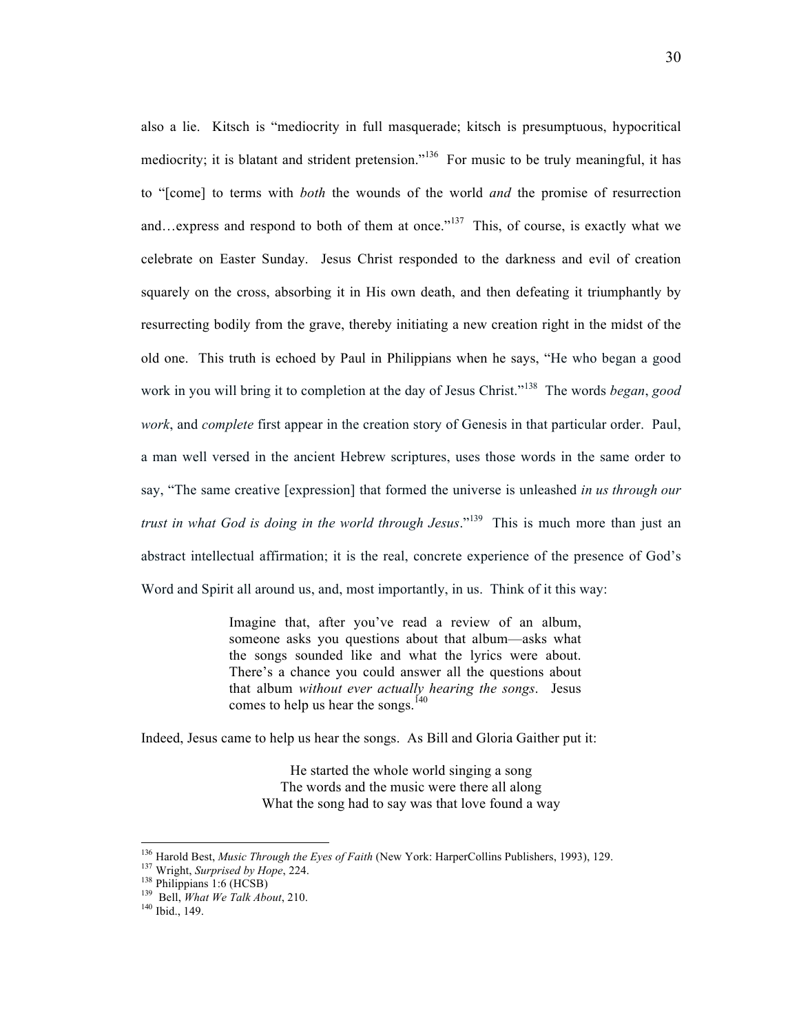also a lie. Kitsch is "mediocrity in full masquerade; kitsch is presumptuous, hypocritical mediocrity; it is blatant and strident pretension."[136] For music to be truly meaningful, it has to "[come] to terms with *both* the wounds of the world *and* the promise of resurrection and…express and respond to both of them at once."[137] This, of course, is exactly what we celebrate on Easter Sunday. Jesus Christ responded to the darkness and evil of creation squarely on the cross, absorbing it in His own death, and then defeating it triumphantly by resurrecting bodily from the grave, thereby initiating a new creation right in the midst of the old one. This truth is echoed by Paul in Philippians when he says, "He who began a good work in you will bring it to completion at the day of Jesus Christ."[138] The words *began*, *good work*, and *complete* first appear in the creation story of Genesis in that particular order. Paul, a man well versed in the ancient Hebrew scriptures, uses those words in the same order to say, "The same creative [expression] that formed the universe is unleashed *in us through our trust in what God is doing in the world through Jesus*."[139] This is much more than just an abstract intellectual affirmation; it is the real, concrete experience of the presence of God's Word and Spirit all around us, and, most importantly, in us. Think of it this way:

> Imagine that, after you've read a review of an album, someone asks you questions about that album—asks what the songs sounded like and what the lyrics were about. There's a chance you could answer all the questions about that album *without ever actually hearing the songs*. Jesus comes to help us hear the songs.[140]

Indeed, Jesus came to help us hear the songs. As Bill and Gloria Gaither put it:

> He started the whole world singing a song
> The words and the music were there all along
> What the song had to say was that love found a way

---

[136] Harold Best, *Music Through the Eyes of Faith* (New York: HarperCollins Publishers, 1993), 129.
[137] Wright, *Surprised by Hope*, 224.
[138] Philippians 1:6 (HCSB)
[139] Bell, *What We Talk About*, 210.
[140] Ibid., 149.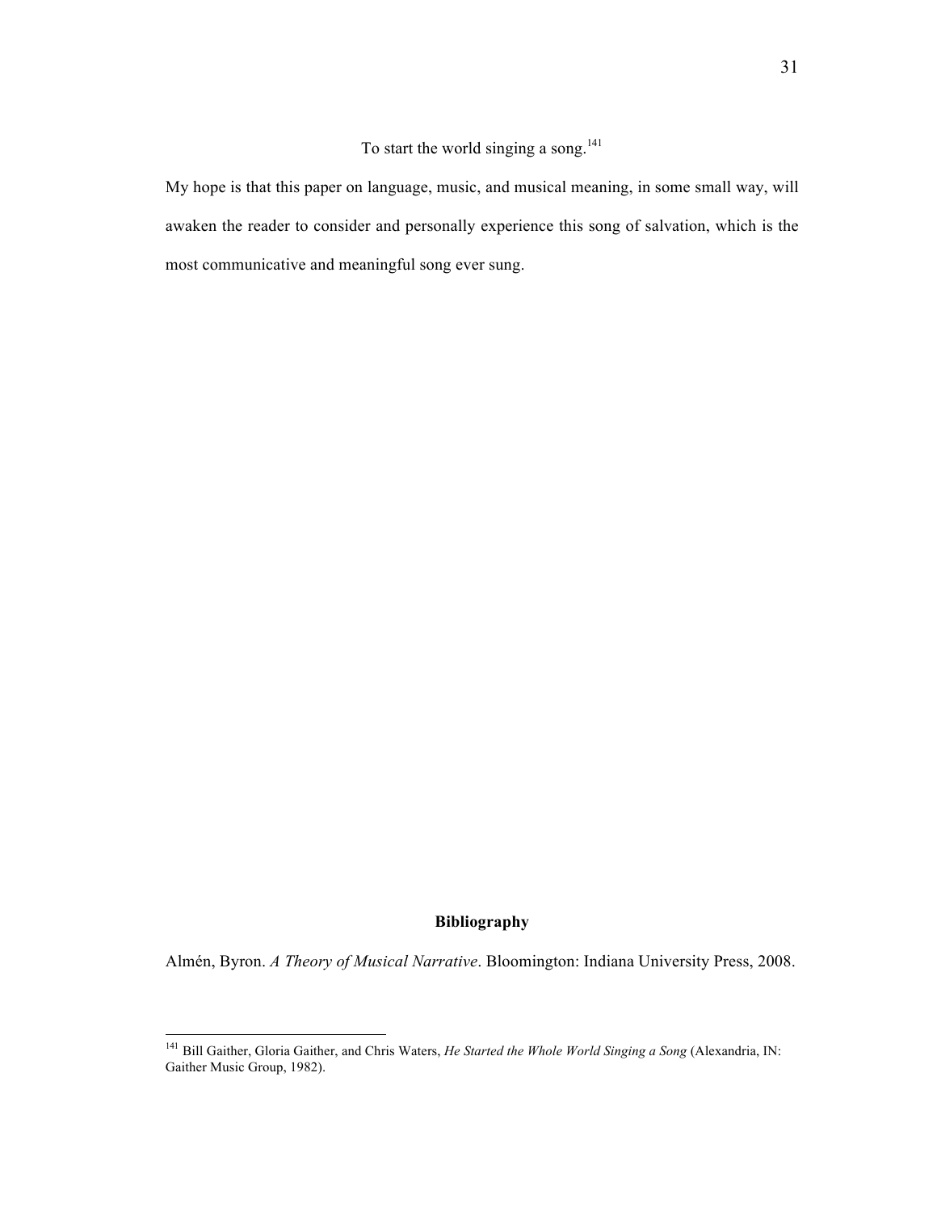To start the world singing a song.[141]

My hope is that this paper on language, music, and musical meaning, in some small way, will awaken the reader to consider and personally experience this song of salvation, which is the most communicative and meaningful song ever sung.

## Bibliography

Almén, Byron. *A Theory of Musical Narrative*. Bloomington: Indiana University Press, 2008.

---

[141] Bill Gaither, Gloria Gaither, and Chris Waters, *He Started the Whole World Singing a Song* (Alexandria, IN: Gaither Music Group, 1982).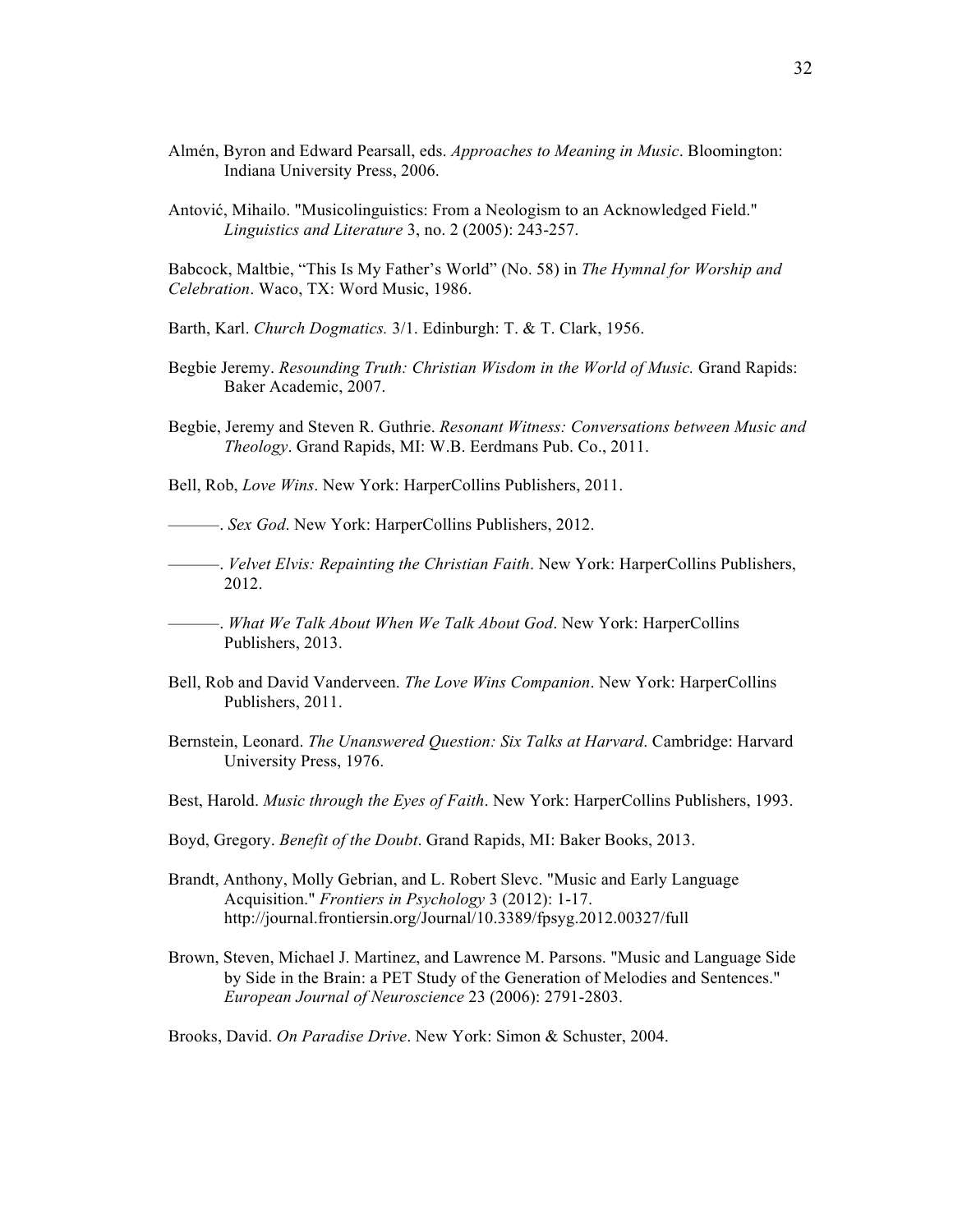Almén, Byron and Edward Pearsall, eds. *Approaches to Meaning in Music*. Bloomington: Indiana University Press, 2006.

Antović, Mihailo. "Musicolinguistics: From a Neologism to an Acknowledged Field." *Linguistics and Literature* 3, no. 2 (2005): 243-257.

Babcock, Maltbie, "This Is My Father's World" (No. 58) in *The Hymnal for Worship and Celebration*. Waco, TX: Word Music, 1986.

Barth, Karl. *Church Dogmatics.* 3/1. Edinburgh: T. & T. Clark, 1956.

Begbie Jeremy. *Resounding Truth: Christian Wisdom in the World of Music.* Grand Rapids: Baker Academic, 2007.

Begbie, Jeremy and Steven R. Guthrie. *Resonant Witness: Conversations between Music and Theology*. Grand Rapids, MI: W.B. Eerdmans Pub. Co., 2011.

Bell, Rob, *Love Wins*. New York: HarperCollins Publishers, 2011.

———. *Sex God*. New York: HarperCollins Publishers, 2012.

———. *Velvet Elvis: Repainting the Christian Faith*. New York: HarperCollins Publishers, 2012.

———. *What We Talk About When We Talk About God*. New York: HarperCollins Publishers, 2013.

Bell, Rob and David Vanderveen. *The Love Wins Companion*. New York: HarperCollins Publishers, 2011.

Bernstein, Leonard. *The Unanswered Question: Six Talks at Harvard*. Cambridge: Harvard University Press, 1976.

Best, Harold. *Music through the Eyes of Faith*. New York: HarperCollins Publishers, 1993.

Boyd, Gregory. *Benefit of the Doubt*. Grand Rapids, MI: Baker Books, 2013.

Brandt, Anthony, Molly Gebrian, and L. Robert Slevc. "Music and Early Language Acquisition." *Frontiers in Psychology* 3 (2012): 1-17. http://journal.frontiersin.org/Journal/10.3389/fpsyg.2012.00327/full

Brown, Steven, Michael J. Martinez, and Lawrence M. Parsons. "Music and Language Side by Side in the Brain: a PET Study of the Generation of Melodies and Sentences." *European Journal of Neuroscience* 23 (2006): 2791-2803.

Brooks, David. *On Paradise Drive*. New York: Simon & Schuster, 2004.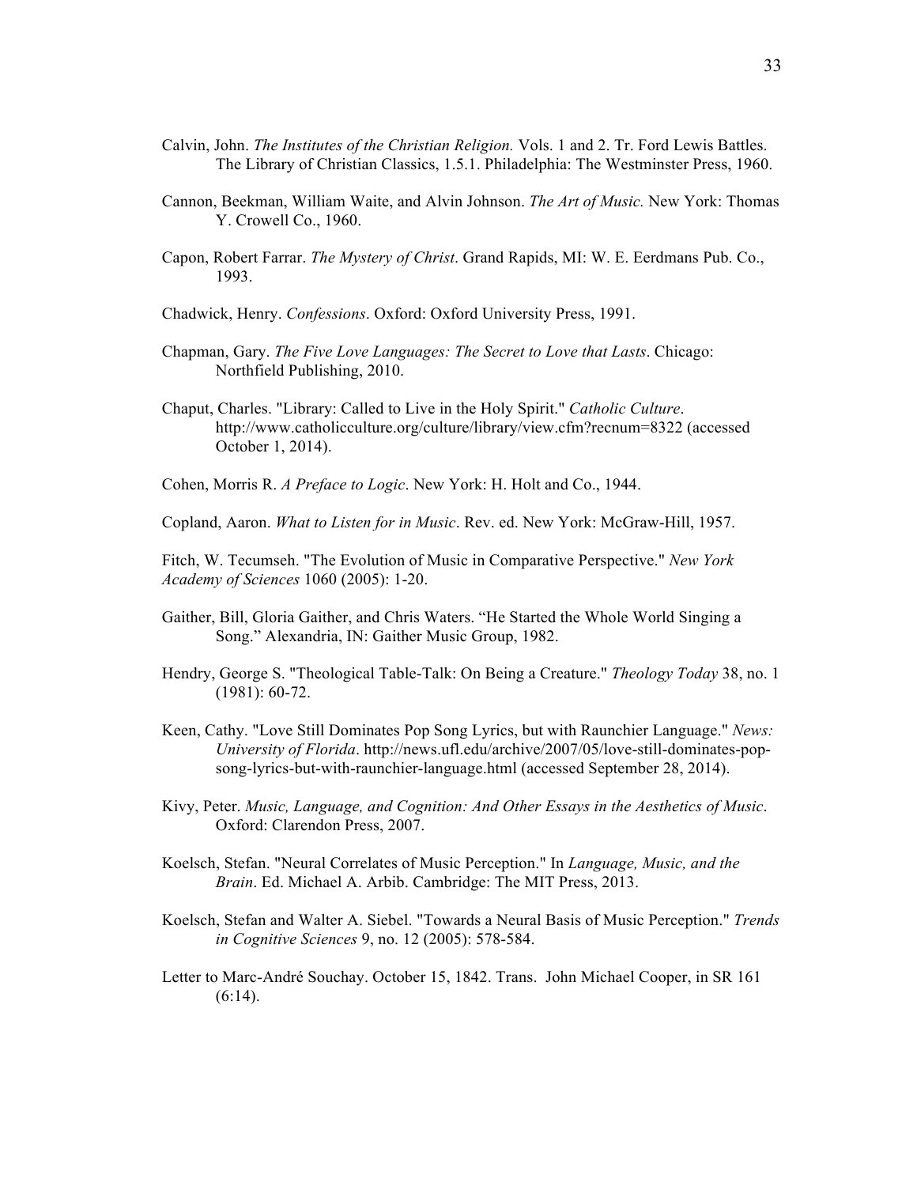Calvin, John. *The Institutes of the Christian Religion.* Vols. 1 and 2. Tr. Ford Lewis Battles. The Library of Christian Classics, 1.5.1. Philadelphia: The Westminster Press, 1960.

Cannon, Beekman, William Waite, and Alvin Johnson. *The Art of Music.* New York: Thomas Y. Crowell Co., 1960.

Capon, Robert Farrar. *The Mystery of Christ*. Grand Rapids, MI: W. E. Eerdmans Pub. Co., 1993.

Chadwick, Henry. *Confessions*. Oxford: Oxford University Press, 1991.

Chapman, Gary. *The Five Love Languages: The Secret to Love that Lasts*. Chicago: Northfield Publishing, 2010.

Chaput, Charles. "Library: Called to Live in the Holy Spirit." *Catholic Culture*. http://www.catholicculture.org/culture/library/view.cfm?recnum=8322 (accessed October 1, 2014).

Cohen, Morris R. *A Preface to Logic*. New York: H. Holt and Co., 1944.

Copland, Aaron. *What to Listen for in Music*. Rev. ed. New York: McGraw-Hill, 1957.

Fitch, W. Tecumseh. "The Evolution of Music in Comparative Perspective." *New York Academy of Sciences* 1060 (2005): 1-20.

Gaither, Bill, Gloria Gaither, and Chris Waters. "He Started the Whole World Singing a Song." Alexandria, IN: Gaither Music Group, 1982.

Hendry, George S. "Theological Table-Talk: On Being a Creature." *Theology Today* 38, no. 1 (1981): 60-72.

Keen, Cathy. "Love Still Dominates Pop Song Lyrics, but with Raunchier Language." *News: University of Florida*. http://news.ufl.edu/archive/2007/05/love-still-dominates-pop-song-lyrics-but-with-raunchier-language.html (accessed September 28, 2014).

Kivy, Peter. *Music, Language, and Cognition: And Other Essays in the Aesthetics of Music*. Oxford: Clarendon Press, 2007.

Koelsch, Stefan. "Neural Correlates of Music Perception." In *Language, Music, and the Brain*. Ed. Michael A. Arbib. Cambridge: The MIT Press, 2013.

Koelsch, Stefan and Walter A. Siebel. "Towards a Neural Basis of Music Perception." *Trends in Cognitive Sciences* 9, no. 12 (2005): 578-584.

Letter to Marc-André Souchay. October 15, 1842. Trans. John Michael Cooper, in SR 161 (6:14).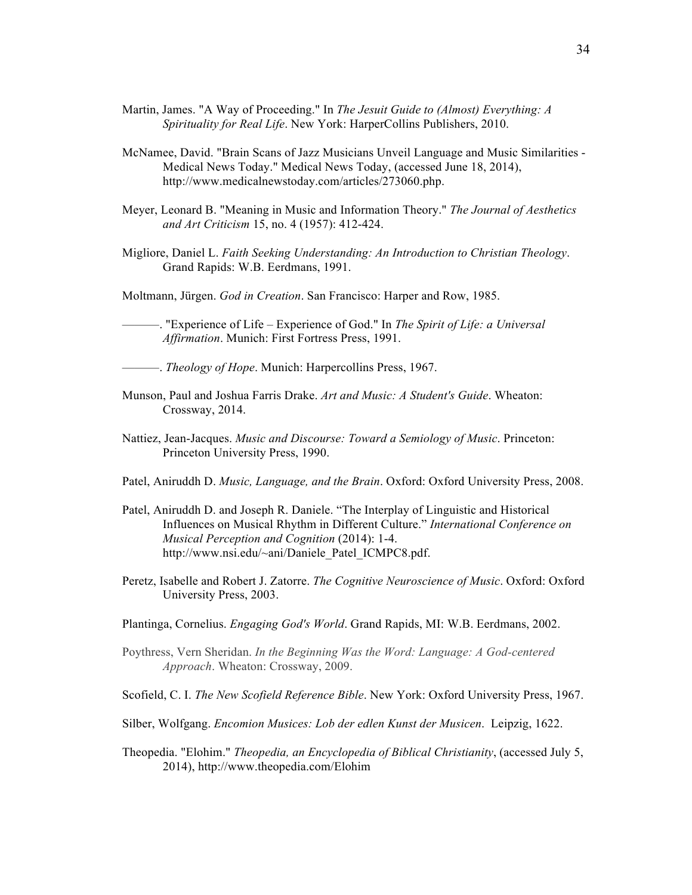Martin, James. "A Way of Proceeding." In *The Jesuit Guide to (Almost) Everything: A Spirituality for Real Life*. New York: HarperCollins Publishers, 2010.

McNamee, David. "Brain Scans of Jazz Musicians Unveil Language and Music Similarities - Medical News Today." Medical News Today, (accessed June 18, 2014), http://www.medicalnewstoday.com/articles/273060.php.

Meyer, Leonard B. "Meaning in Music and Information Theory." *The Journal of Aesthetics and Art Criticism* 15, no. 4 (1957): 412-424.

Migliore, Daniel L. *Faith Seeking Understanding: An Introduction to Christian Theology*. Grand Rapids: W.B. Eerdmans, 1991.

Moltmann, Jürgen. *God in Creation*. San Francisco: Harper and Row, 1985.

———. "Experience of Life – Experience of God." In *The Spirit of Life: a Universal Affirmation*. Munich: First Fortress Press, 1991.

———. *Theology of Hope*. Munich: Harpercollins Press, 1967.

Munson, Paul and Joshua Farris Drake. *Art and Music: A Student's Guide*. Wheaton: Crossway, 2014.

Nattiez, Jean-Jacques. *Music and Discourse: Toward a Semiology of Music*. Princeton: Princeton University Press, 1990.

Patel, Aniruddh D. *Music, Language, and the Brain*. Oxford: Oxford University Press, 2008.

Patel, Aniruddh D. and Joseph R. Daniele. "The Interplay of Linguistic and Historical Influences on Musical Rhythm in Different Culture." *International Conference on Musical Perception and Cognition* (2014): 1-4. http://www.nsi.edu/~ani/Daniele_Patel_ICMPC8.pdf.

Peretz, Isabelle and Robert J. Zatorre. *The Cognitive Neuroscience of Music*. Oxford: Oxford University Press, 2003.

Plantinga, Cornelius. *Engaging God's World*. Grand Rapids, MI: W.B. Eerdmans, 2002.

Poythress, Vern Sheridan. *In the Beginning Was the Word: Language: A God-centered Approach*. Wheaton: Crossway, 2009.

Scofield, C. I. *The New Scofield Reference Bible*. New York: Oxford University Press, 1967.

Silber, Wolfgang. *Encomion Musices: Lob der edlen Kunst der Musicen*. Leipzig, 1622.

Theopedia. "Elohim." *Theopedia, an Encyclopedia of Biblical Christianity*, (accessed July 5, 2014), http://www.theopedia.com/Elohim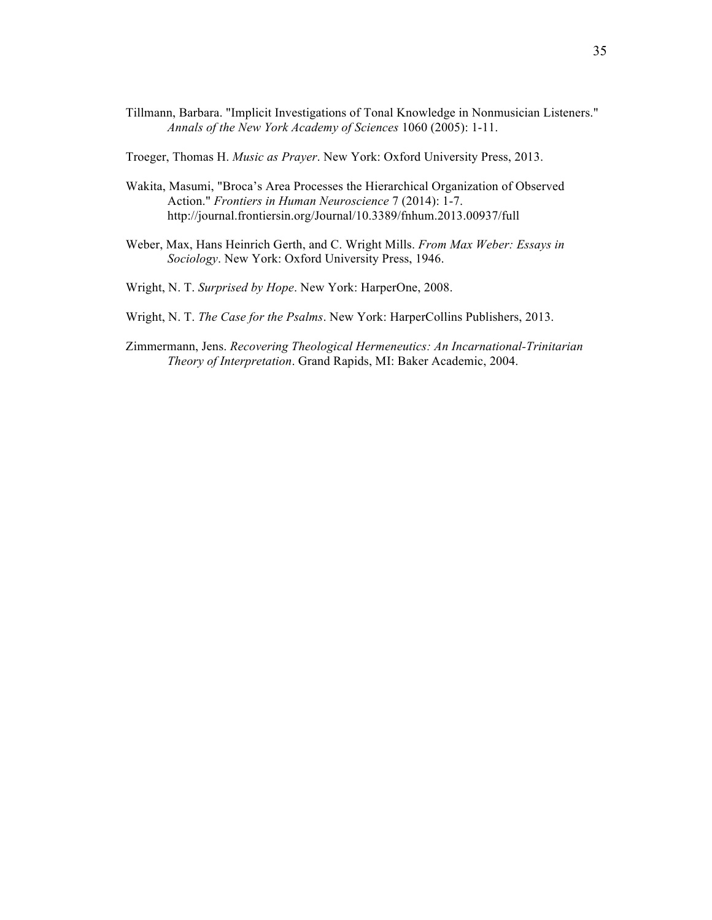Tillmann, Barbara. "Implicit Investigations of Tonal Knowledge in Nonmusician Listeners." *Annals of the New York Academy of Sciences* 1060 (2005): 1-11.

Troeger, Thomas H. *Music as Prayer*. New York: Oxford University Press, 2013.

Wakita, Masumi, "Broca's Area Processes the Hierarchical Organization of Observed Action." *Frontiers in Human Neuroscience* 7 (2014): 1-7. http://journal.frontiersin.org/Journal/10.3389/fnhum.2013.00937/full

Weber, Max, Hans Heinrich Gerth, and C. Wright Mills. *From Max Weber: Essays in Sociology*. New York: Oxford University Press, 1946.

Wright, N. T. *Surprised by Hope*. New York: HarperOne, 2008.

Wright, N. T. *The Case for the Psalms*. New York: HarperCollins Publishers, 2013.

Zimmermann, Jens. *Recovering Theological Hermeneutics: An Incarnational-Trinitarian Theory of Interpretation*. Grand Rapids, MI: Baker Academic, 2004.